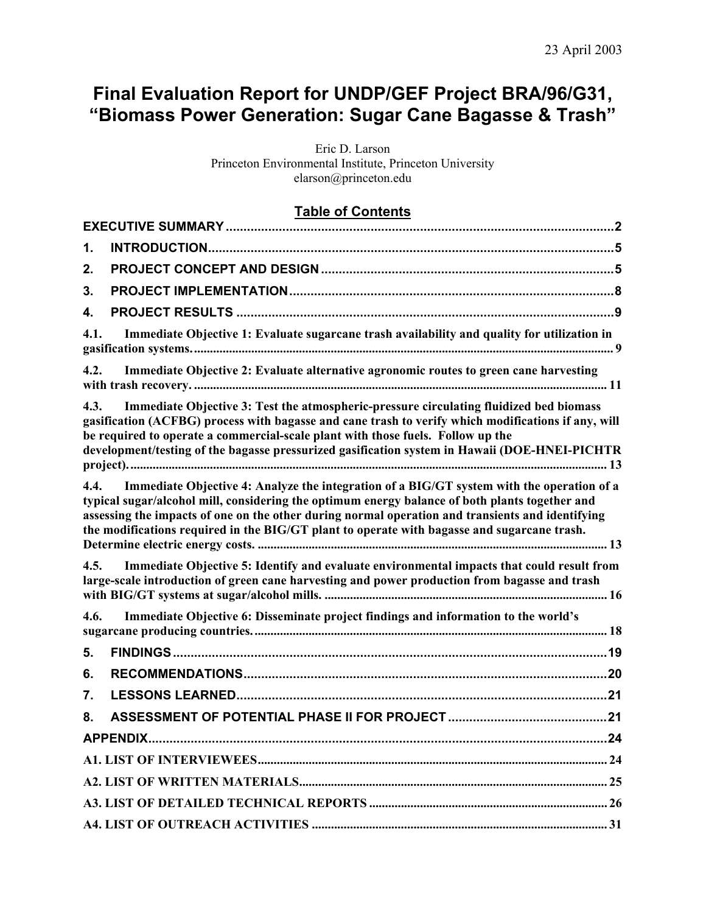23 April 2003

# Final Evaluation Report for UNDP/GEF Project BRA/96/G31, "Biomass Power Generation: Sugar Cane Bagasse & Trash"

Eric D. Larson
Princeton Environmental Institute, Princeton University
elarson@princeton.edu

## Table of Contents

**EXECUTIVE SUMMARY** .......... 2

**1. INTRODUCTION** .......... 5

**2. PROJECT CONCEPT AND DESIGN** .......... 5

**3. PROJECT IMPLEMENTATION** .......... 8

**4. PROJECT RESULTS** .......... 9

**4.1. Immediate Objective 1: Evaluate sugarcane trash availability and quality for utilization in gasification systems.** .......... 9

**4.2. Immediate Objective 2: Evaluate alternative agronomic routes to green cane harvesting with trash recovery.** .......... 11

**4.3. Immediate Objective 3: Test the atmospheric-pressure circulating fluidized bed biomass gasification (ACFBG) process with bagasse and cane trash to verify which modifications if any, will be required to operate a commercial-scale plant with those fuels. Follow up the development/testing of the bagasse pressurized gasification system in Hawaii (DOE-HNEI-PICHTR project).** .......... 13

**4.4. Immediate Objective 4: Analyze the integration of a BIG/GT system with the operation of a typical sugar/alcohol mill, considering the optimum energy balance of both plants together and assessing the impacts of one on the other during normal operation and transients and identifying the modifications required in the BIG/GT plant to operate with bagasse and sugarcane trash. Determine electric energy costs.** .......... 13

**4.5. Immediate Objective 5: Identify and evaluate environmental impacts that could result from large-scale introduction of green cane harvesting and power production from bagasse and trash with BIG/GT systems at sugar/alcohol mills.** .......... 16

**4.6. Immediate Objective 6: Disseminate project findings and information to the world's sugarcane producing countries.** .......... 18

**5. FINDINGS** .......... 19

**6. RECOMMENDATIONS** .......... 20

**7. LESSONS LEARNED** .......... 21

**8. ASSESSMENT OF POTENTIAL PHASE II FOR PROJECT** .......... 21

**APPENDIX** .......... 24

**A1. LIST OF INTERVIEWEES** .......... 24

**A2. LIST OF WRITTEN MATERIALS** .......... 25

**A3. LIST OF DETAILED TECHNICAL REPORTS** .......... 26

**A4. LIST OF OUTREACH ACTIVITIES** .......... 31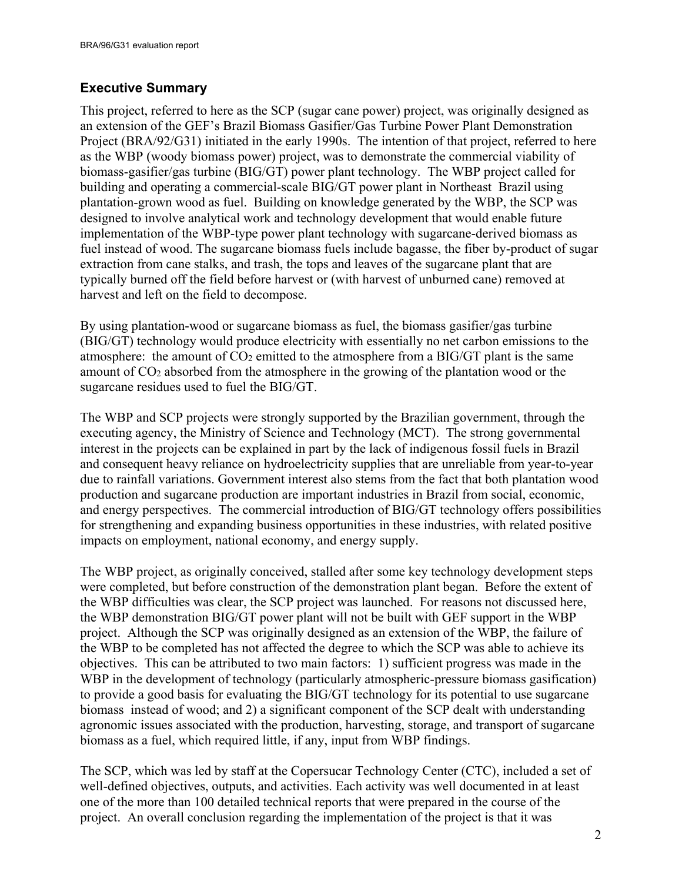## Executive Summary

This project, referred to here as the SCP (sugar cane power) project, was originally designed as an extension of the GEF's Brazil Biomass Gasifier/Gas Turbine Power Plant Demonstration Project (BRA/92/G31) initiated in the early 1990s. The intention of that project, referred to here as the WBP (woody biomass power) project, was to demonstrate the commercial viability of biomass-gasifier/gas turbine (BIG/GT) power plant technology. The WBP project called for building and operating a commercial-scale BIG/GT power plant in Northeast Brazil using plantation-grown wood as fuel. Building on knowledge generated by the WBP, the SCP was designed to involve analytical work and technology development that would enable future implementation of the WBP-type power plant technology with sugarcane-derived biomass as fuel instead of wood. The sugarcane biomass fuels include bagasse, the fiber by-product of sugar extraction from cane stalks, and trash, the tops and leaves of the sugarcane plant that are typically burned off the field before harvest or (with harvest of unburned cane) removed at harvest and left on the field to decompose.

By using plantation-wood or sugarcane biomass as fuel, the biomass gasifier/gas turbine (BIG/GT) technology would produce electricity with essentially no net carbon emissions to the atmosphere: the amount of $CO_2$ emitted to the atmosphere from a BIG/GT plant is the same amount of $CO_2$ absorbed from the atmosphere in the growing of the plantation wood or the sugarcane residues used to fuel the BIG/GT.

The WBP and SCP projects were strongly supported by the Brazilian government, through the executing agency, the Ministry of Science and Technology (MCT). The strong governmental interest in the projects can be explained in part by the lack of indigenous fossil fuels in Brazil and consequent heavy reliance on hydroelectricity supplies that are unreliable from year-to-year due to rainfall variations. Government interest also stems from the fact that both plantation wood production and sugarcane production are important industries in Brazil from social, economic, and energy perspectives. The commercial introduction of BIG/GT technology offers possibilities for strengthening and expanding business opportunities in these industries, with related positive impacts on employment, national economy, and energy supply.

The WBP project, as originally conceived, stalled after some key technology development steps were completed, but before construction of the demonstration plant began. Before the extent of the WBP difficulties was clear, the SCP project was launched. For reasons not discussed here, the WBP demonstration BIG/GT power plant will not be built with GEF support in the WBP project. Although the SCP was originally designed as an extension of the WBP, the failure of the WBP to be completed has not affected the degree to which the SCP was able to achieve its objectives. This can be attributed to two main factors: 1) sufficient progress was made in the WBP in the development of technology (particularly atmospheric-pressure biomass gasification) to provide a good basis for evaluating the BIG/GT technology for its potential to use sugarcane biomass instead of wood; and 2) a significant component of the SCP dealt with understanding agronomic issues associated with the production, harvesting, storage, and transport of sugarcane biomass as a fuel, which required little, if any, input from WBP findings.

The SCP, which was led by staff at the Copersucar Technology Center (CTC), included a set of well-defined objectives, outputs, and activities. Each activity was well documented in at least one of the more than 100 detailed technical reports that were prepared in the course of the project. An overall conclusion regarding the implementation of the project is that it was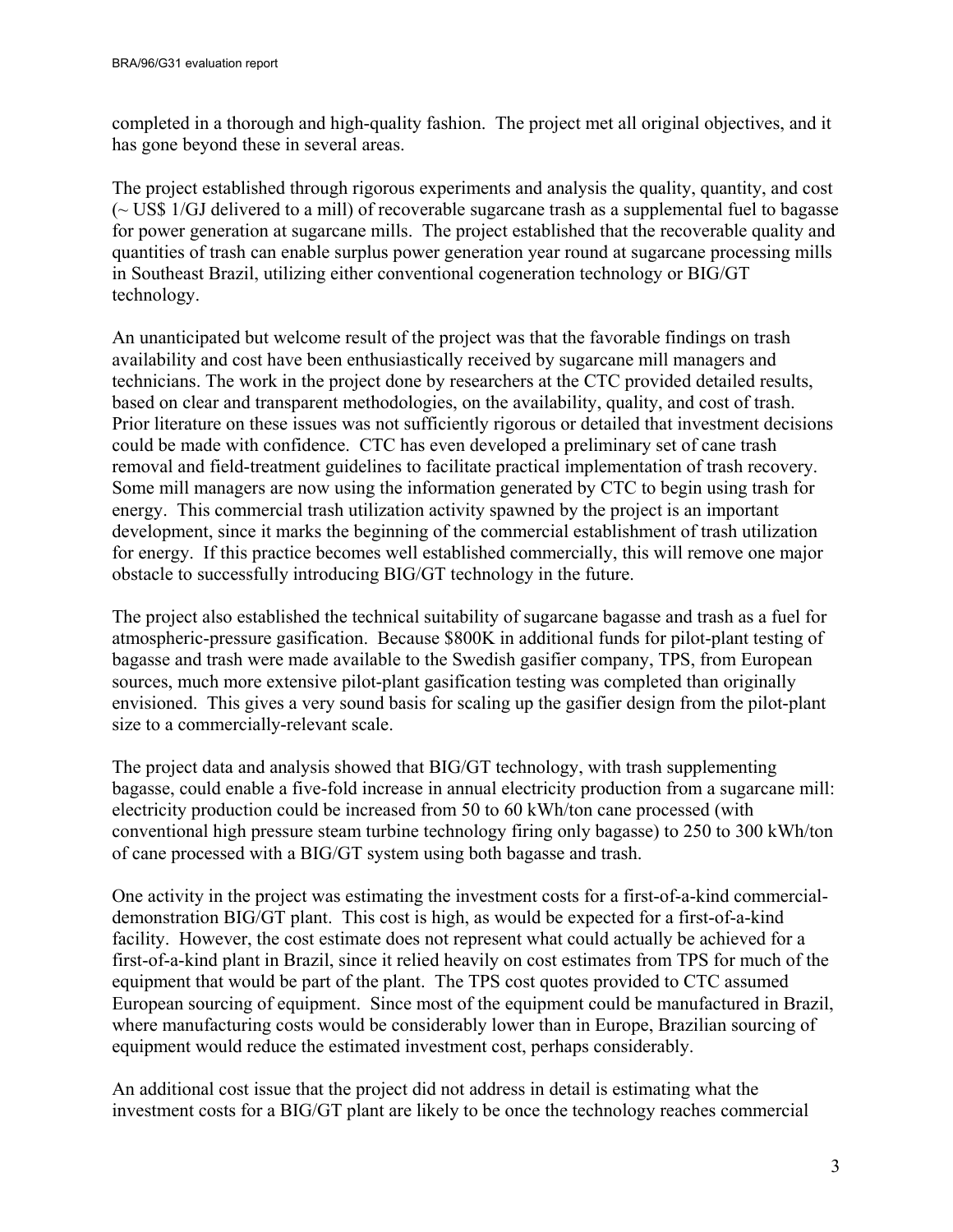completed in a thorough and high-quality fashion. The project met all original objectives, and it has gone beyond these in several areas.

The project established through rigorous experiments and analysis the quality, quantity, and cost (~ US$ 1/GJ delivered to a mill) of recoverable sugarcane trash as a supplemental fuel to bagasse for power generation at sugarcane mills. The project established that the recoverable quality and quantities of trash can enable surplus power generation year round at sugarcane processing mills in Southeast Brazil, utilizing either conventional cogeneration technology or BIG/GT technology.

An unanticipated but welcome result of the project was that the favorable findings on trash availability and cost have been enthusiastically received by sugarcane mill managers and technicians. The work in the project done by researchers at the CTC provided detailed results, based on clear and transparent methodologies, on the availability, quality, and cost of trash. Prior literature on these issues was not sufficiently rigorous or detailed that investment decisions could be made with confidence. CTC has even developed a preliminary set of cane trash removal and field-treatment guidelines to facilitate practical implementation of trash recovery. Some mill managers are now using the information generated by CTC to begin using trash for energy. This commercial trash utilization activity spawned by the project is an important development, since it marks the beginning of the commercial establishment of trash utilization for energy. If this practice becomes well established commercially, this will remove one major obstacle to successfully introducing BIG/GT technology in the future.

The project also established the technical suitability of sugarcane bagasse and trash as a fuel for atmospheric-pressure gasification. Because $800K in additional funds for pilot-plant testing of bagasse and trash were made available to the Swedish gasifier company, TPS, from European sources, much more extensive pilot-plant gasification testing was completed than originally envisioned. This gives a very sound basis for scaling up the gasifier design from the pilot-plant size to a commercially-relevant scale.

The project data and analysis showed that BIG/GT technology, with trash supplementing bagasse, could enable a five-fold increase in annual electricity production from a sugarcane mill: electricity production could be increased from 50 to 60 kWh/ton cane processed (with conventional high pressure steam turbine technology firing only bagasse) to 250 to 300 kWh/ton of cane processed with a BIG/GT system using both bagasse and trash.

One activity in the project was estimating the investment costs for a first-of-a-kind commercial-demonstration BIG/GT plant. This cost is high, as would be expected for a first-of-a-kind facility. However, the cost estimate does not represent what could actually be achieved for a first-of-a-kind plant in Brazil, since it relied heavily on cost estimates from TPS for much of the equipment that would be part of the plant. The TPS cost quotes provided to CTC assumed European sourcing of equipment. Since most of the equipment could be manufactured in Brazil, where manufacturing costs would be considerably lower than in Europe, Brazilian sourcing of equipment would reduce the estimated investment cost, perhaps considerably.

An additional cost issue that the project did not address in detail is estimating what the investment costs for a BIG/GT plant are likely to be once the technology reaches commercial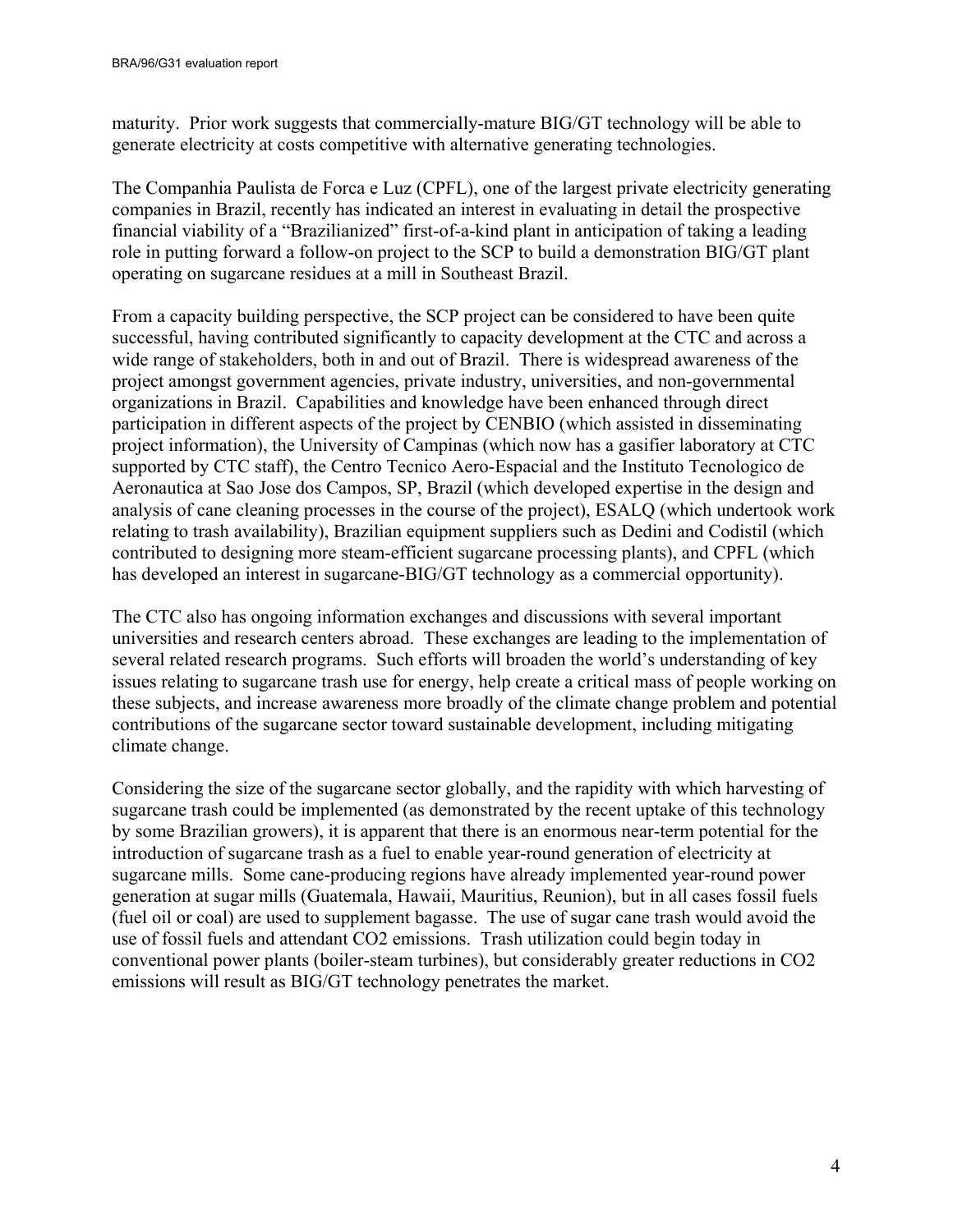maturity. Prior work suggests that commercially-mature BIG/GT technology will be able to generate electricity at costs competitive with alternative generating technologies.

The Companhia Paulista de Forca e Luz (CPFL), one of the largest private electricity generating companies in Brazil, recently has indicated an interest in evaluating in detail the prospective financial viability of a "Brazilianized" first-of-a-kind plant in anticipation of taking a leading role in putting forward a follow-on project to the SCP to build a demonstration BIG/GT plant operating on sugarcane residues at a mill in Southeast Brazil.

From a capacity building perspective, the SCP project can be considered to have been quite successful, having contributed significantly to capacity development at the CTC and across a wide range of stakeholders, both in and out of Brazil. There is widespread awareness of the project amongst government agencies, private industry, universities, and non-governmental organizations in Brazil. Capabilities and knowledge have been enhanced through direct participation in different aspects of the project by CENBIO (which assisted in disseminating project information), the University of Campinas (which now has a gasifier laboratory at CTC supported by CTC staff), the Centro Tecnico Aero-Espacial and the Instituto Tecnologico de Aeronautica at Sao Jose dos Campos, SP, Brazil (which developed expertise in the design and analysis of cane cleaning processes in the course of the project), ESALQ (which undertook work relating to trash availability), Brazilian equipment suppliers such as Dedini and Codistil (which contributed to designing more steam-efficient sugarcane processing plants), and CPFL (which has developed an interest in sugarcane-BIG/GT technology as a commercial opportunity).

The CTC also has ongoing information exchanges and discussions with several important universities and research centers abroad. These exchanges are leading to the implementation of several related research programs. Such efforts will broaden the world's understanding of key issues relating to sugarcane trash use for energy, help create a critical mass of people working on these subjects, and increase awareness more broadly of the climate change problem and potential contributions of the sugarcane sector toward sustainable development, including mitigating climate change.

Considering the size of the sugarcane sector globally, and the rapidity with which harvesting of sugarcane trash could be implemented (as demonstrated by the recent uptake of this technology by some Brazilian growers), it is apparent that there is an enormous near-term potential for the introduction of sugarcane trash as a fuel to enable year-round generation of electricity at sugarcane mills. Some cane-producing regions have already implemented year-round power generation at sugar mills (Guatemala, Hawaii, Mauritius, Reunion), but in all cases fossil fuels (fuel oil or coal) are used to supplement bagasse. The use of sugar cane trash would avoid the use of fossil fuels and attendant $CO_2$ emissions. Trash utilization could begin today in conventional power plants (boiler-steam turbines), but considerably greater reductions in $CO_2$ emissions will result as BIG/GT technology penetrates the market.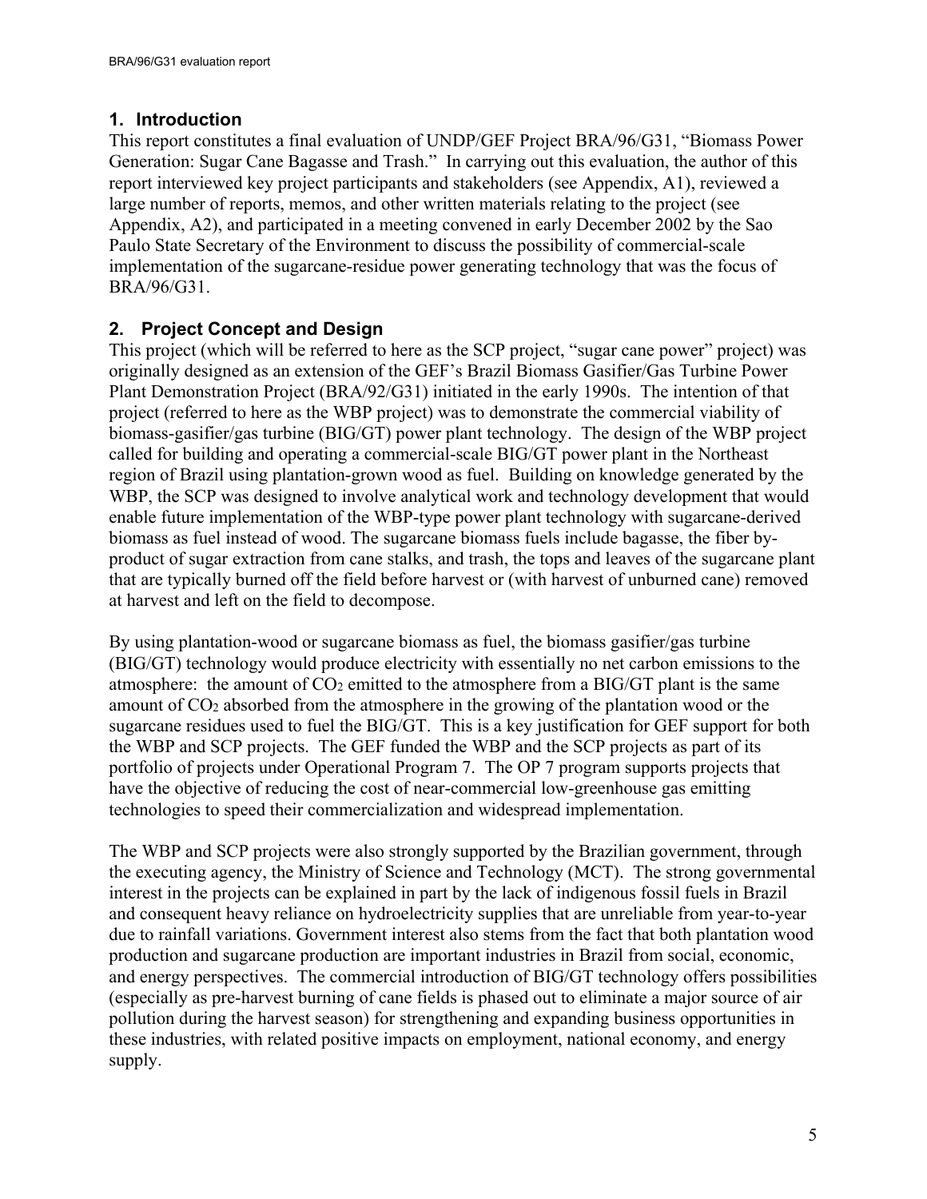## 1. Introduction

This report constitutes a final evaluation of UNDP/GEF Project BRA/96/G31, "Biomass Power Generation: Sugar Cane Bagasse and Trash." In carrying out this evaluation, the author of this report interviewed key project participants and stakeholders (see Appendix, A1), reviewed a large number of reports, memos, and other written materials relating to the project (see Appendix, A2), and participated in a meeting convened in early December 2002 by the Sao Paulo State Secretary of the Environment to discuss the possibility of commercial-scale implementation of the sugarcane-residue power generating technology that was the focus of BRA/96/G31.

## 2. Project Concept and Design

This project (which will be referred to here as the SCP project, "sugar cane power" project) was originally designed as an extension of the GEF's Brazil Biomass Gasifier/Gas Turbine Power Plant Demonstration Project (BRA/92/G31) initiated in the early 1990s. The intention of that project (referred to here as the WBP project) was to demonstrate the commercial viability of biomass-gasifier/gas turbine (BIG/GT) power plant technology. The design of the WBP project called for building and operating a commercial-scale BIG/GT power plant in the Northeast region of Brazil using plantation-grown wood as fuel. Building on knowledge generated by the WBP, the SCP was designed to involve analytical work and technology development that would enable future implementation of the WBP-type power plant technology with sugarcane-derived biomass as fuel instead of wood. The sugarcane biomass fuels include bagasse, the fiber by-product of sugar extraction from cane stalks, and trash, the tops and leaves of the sugarcane plant that are typically burned off the field before harvest or (with harvest of unburned cane) removed at harvest and left on the field to decompose.

By using plantation-wood or sugarcane biomass as fuel, the biomass gasifier/gas turbine (BIG/GT) technology would produce electricity with essentially no net carbon emissions to the atmosphere: the amount of $CO_2$ emitted to the atmosphere from a BIG/GT plant is the same amount of $CO_2$ absorbed from the atmosphere in the growing of the plantation wood or the sugarcane residues used to fuel the BIG/GT. This is a key justification for GEF support for both the WBP and SCP projects. The GEF funded the WBP and the SCP projects as part of its portfolio of projects under Operational Program 7. The OP 7 program supports projects that have the objective of reducing the cost of near-commercial low-greenhouse gas emitting technologies to speed their commercialization and widespread implementation.

The WBP and SCP projects were also strongly supported by the Brazilian government, through the executing agency, the Ministry of Science and Technology (MCT). The strong governmental interest in the projects can be explained in part by the lack of indigenous fossil fuels in Brazil and consequent heavy reliance on hydroelectricity supplies that are unreliable from year-to-year due to rainfall variations. Government interest also stems from the fact that both plantation wood production and sugarcane production are important industries in Brazil from social, economic, and energy perspectives. The commercial introduction of BIG/GT technology offers possibilities (especially as pre-harvest burning of cane fields is phased out to eliminate a major source of air pollution during the harvest season) for strengthening and expanding business opportunities in these industries, with related positive impacts on employment, national economy, and energy supply.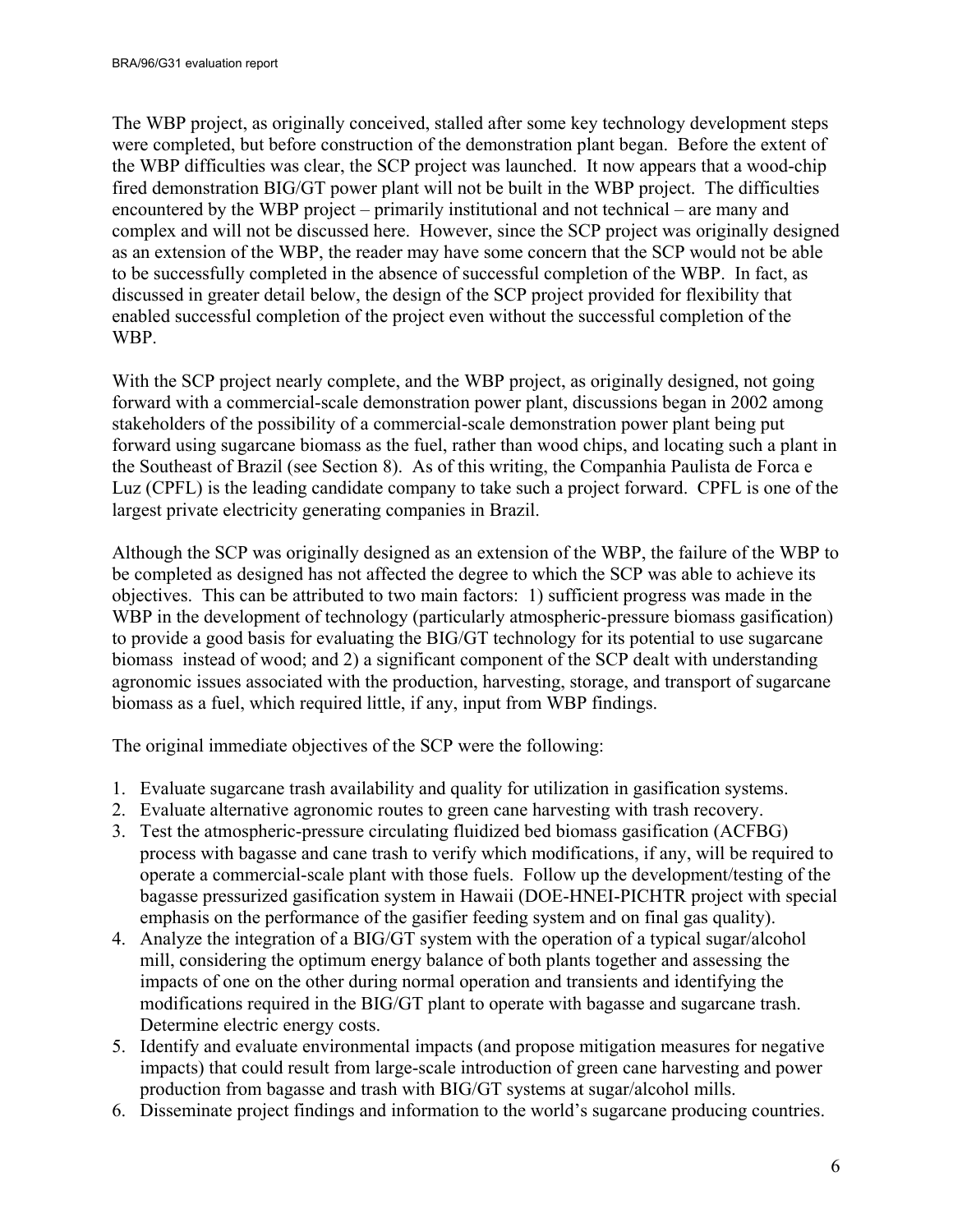The WBP project, as originally conceived, stalled after some key technology development steps were completed, but before construction of the demonstration plant began. Before the extent of the WBP difficulties was clear, the SCP project was launched. It now appears that a wood-chip fired demonstration BIG/GT power plant will not be built in the WBP project. The difficulties encountered by the WBP project – primarily institutional and not technical – are many and complex and will not be discussed here. However, since the SCP project was originally designed as an extension of the WBP, the reader may have some concern that the SCP would not be able to be successfully completed in the absence of successful completion of the WBP. In fact, as discussed in greater detail below, the design of the SCP project provided for flexibility that enabled successful completion of the project even without the successful completion of the WBP.

With the SCP project nearly complete, and the WBP project, as originally designed, not going forward with a commercial-scale demonstration power plant, discussions began in 2002 among stakeholders of the possibility of a commercial-scale demonstration power plant being put forward using sugarcane biomass as the fuel, rather than wood chips, and locating such a plant in the Southeast of Brazil (see Section 8). As of this writing, the Companhia Paulista de Forca e Luz (CPFL) is the leading candidate company to take such a project forward. CPFL is one of the largest private electricity generating companies in Brazil.

Although the SCP was originally designed as an extension of the WBP, the failure of the WBP to be completed as designed has not affected the degree to which the SCP was able to achieve its objectives. This can be attributed to two main factors: 1) sufficient progress was made in the WBP in the development of technology (particularly atmospheric-pressure biomass gasification) to provide a good basis for evaluating the BIG/GT technology for its potential to use sugarcane biomass instead of wood; and 2) a significant component of the SCP dealt with understanding agronomic issues associated with the production, harvesting, storage, and transport of sugarcane biomass as a fuel, which required little, if any, input from WBP findings.

The original immediate objectives of the SCP were the following:

1. Evaluate sugarcane trash availability and quality for utilization in gasification systems.
2. Evaluate alternative agronomic routes to green cane harvesting with trash recovery.
3. Test the atmospheric-pressure circulating fluidized bed biomass gasification (ACFBG) process with bagasse and cane trash to verify which modifications, if any, will be required to operate a commercial-scale plant with those fuels. Follow up the development/testing of the bagasse pressurized gasification system in Hawaii (DOE-HNEI-PICHTR project with special emphasis on the performance of the gasifier feeding system and on final gas quality).
4. Analyze the integration of a BIG/GT system with the operation of a typical sugar/alcohol mill, considering the optimum energy balance of both plants together and assessing the impacts of one on the other during normal operation and transients and identifying the modifications required in the BIG/GT plant to operate with bagasse and sugarcane trash. Determine electric energy costs.
5. Identify and evaluate environmental impacts (and propose mitigation measures for negative impacts) that could result from large-scale introduction of green cane harvesting and power production from bagasse and trash with BIG/GT systems at sugar/alcohol mills.
6. Disseminate project findings and information to the world's sugarcane producing countries.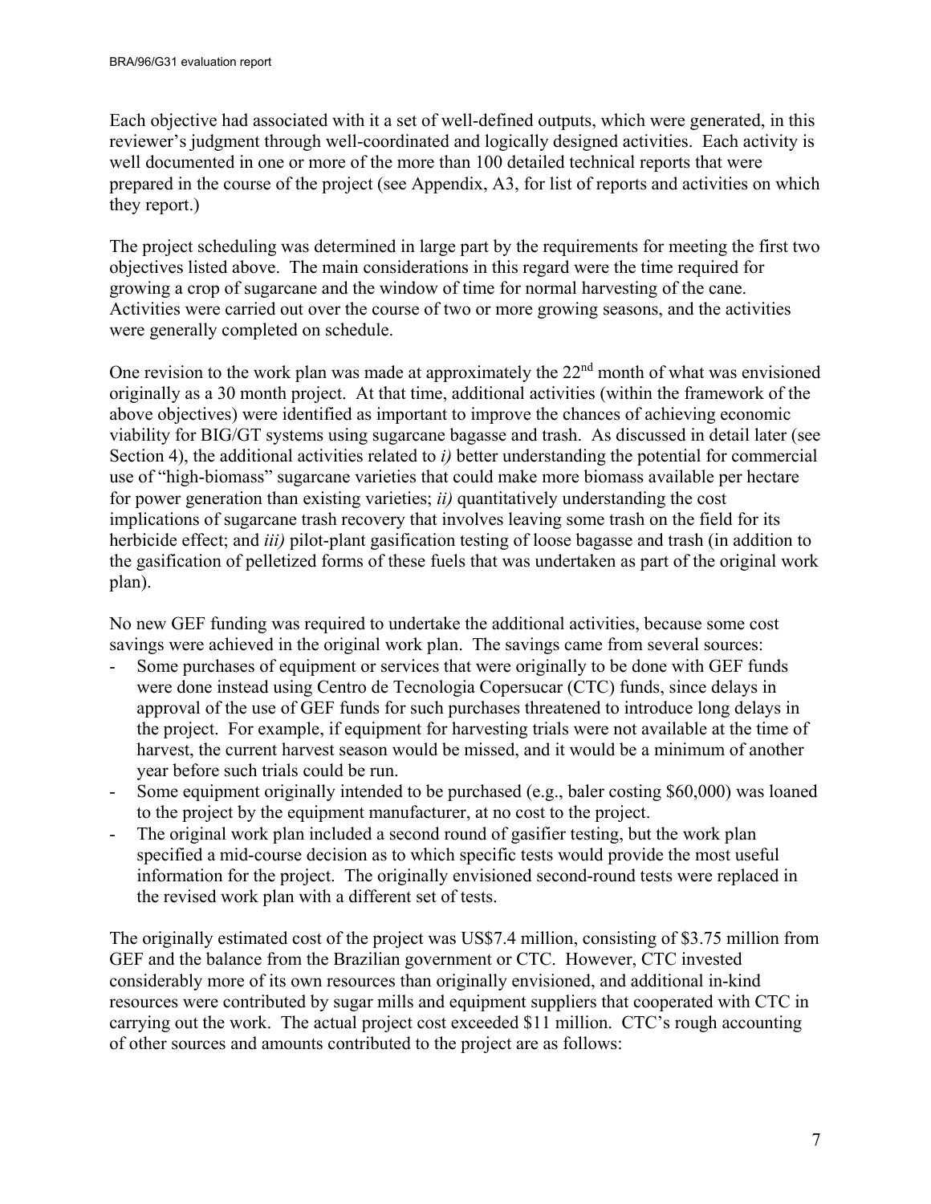Each objective had associated with it a set of well-defined outputs, which were generated, in this reviewer's judgment through well-coordinated and logically designed activities. Each activity is well documented in one or more of the more than 100 detailed technical reports that were prepared in the course of the project (see Appendix, A3, for list of reports and activities on which they report.)

The project scheduling was determined in large part by the requirements for meeting the first two objectives listed above. The main considerations in this regard were the time required for growing a crop of sugarcane and the window of time for normal harvesting of the cane. Activities were carried out over the course of two or more growing seasons, and the activities were generally completed on schedule.

One revision to the work plan was made at approximately the 22nd month of what was envisioned originally as a 30 month project. At that time, additional activities (within the framework of the above objectives) were identified as important to improve the chances of achieving economic viability for BIG/GT systems using sugarcane bagasse and trash. As discussed in detail later (see Section 4), the additional activities related to *i)* better understanding the potential for commercial use of "high-biomass" sugarcane varieties that could make more biomass available per hectare for power generation than existing varieties; *ii)* quantitatively understanding the cost implications of sugarcane trash recovery that involves leaving some trash on the field for its herbicide effect; and *iii)* pilot-plant gasification testing of loose bagasse and trash (in addition to the gasification of pelletized forms of these fuels that was undertaken as part of the original work plan).

No new GEF funding was required to undertake the additional activities, because some cost savings were achieved in the original work plan. The savings came from several sources:

- Some purchases of equipment or services that were originally to be done with GEF funds were done instead using Centro de Tecnologia Copersucar (CTC) funds, since delays in approval of the use of GEF funds for such purchases threatened to introduce long delays in the project. For example, if equipment for harvesting trials were not available at the time of harvest, the current harvest season would be missed, and it would be a minimum of another year before such trials could be run.
- Some equipment originally intended to be purchased (e.g., baler costing $60,000) was loaned to the project by the equipment manufacturer, at no cost to the project.
- The original work plan included a second round of gasifier testing, but the work plan specified a mid-course decision as to which specific tests would provide the most useful information for the project. The originally envisioned second-round tests were replaced in the revised work plan with a different set of tests.

The originally estimated cost of the project was US$7.4 million, consisting of $3.75 million from GEF and the balance from the Brazilian government or CTC. However, CTC invested considerably more of its own resources than originally envisioned, and additional in-kind resources were contributed by sugar mills and equipment suppliers that cooperated with CTC in carrying out the work. The actual project cost exceeded $11 million. CTC's rough accounting of other sources and amounts contributed to the project are as follows: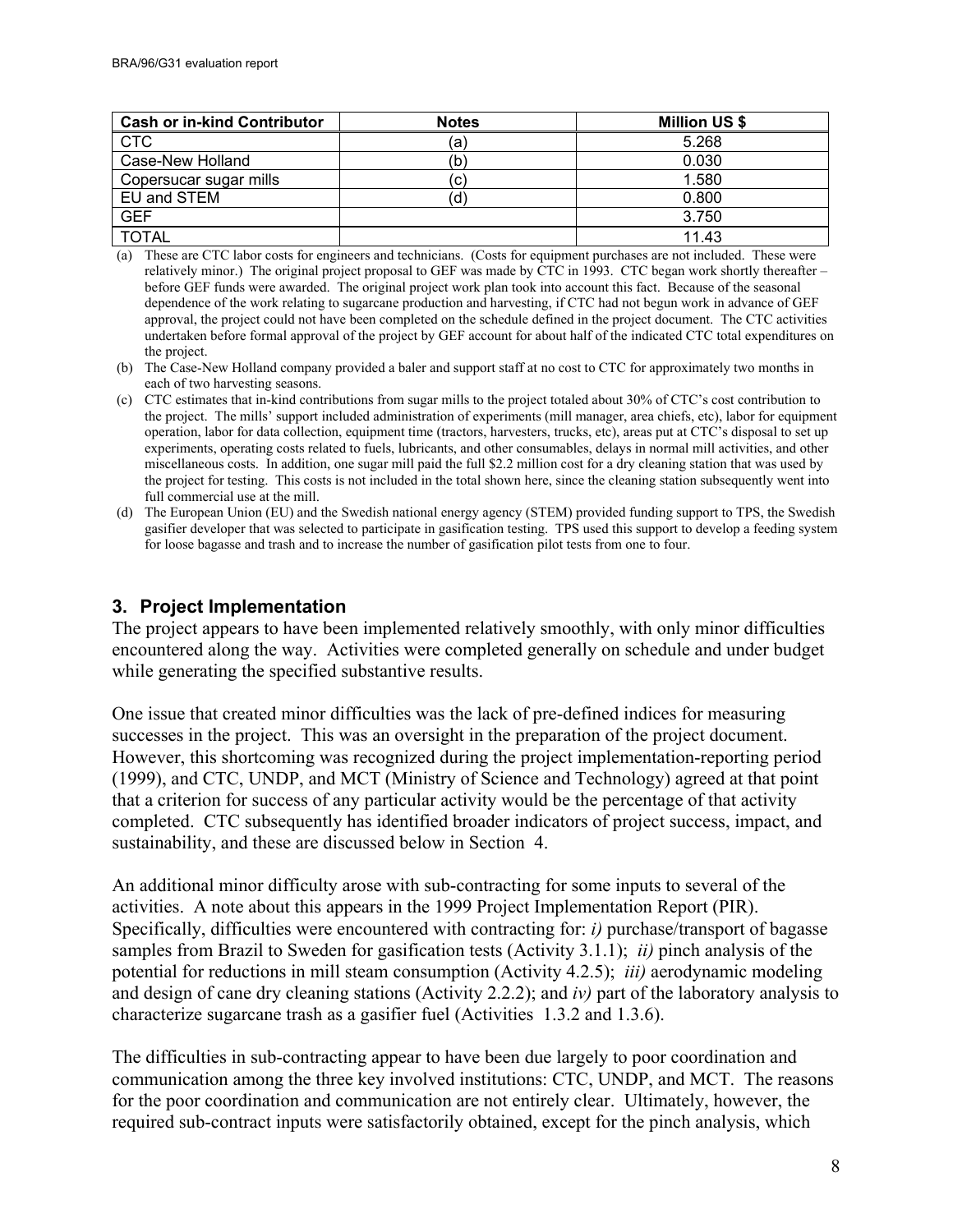| Cash or in-kind Contributor | Notes | Million US $ |
|---|---|---|
| CTC | (a) | 5.268 |
| Case-New Holland | (b) | 0.030 |
| Copersucar sugar mills | (c) | 1.580 |
| EU and STEM | (d) | 0.800 |
| GEF | | 3.750 |
| TOTAL | | 11.43 |

(a) These are CTC labor costs for engineers and technicians. (Costs for equipment purchases are not included. These were relatively minor.) The original project proposal to GEF was made by CTC in 1993. CTC began work shortly thereafter – before GEF funds were awarded. The original project work plan took into account this fact. Because of the seasonal dependence of the work relating to sugarcane production and harvesting, if CTC had not begun work in advance of GEF approval, the project could not have been completed on the schedule defined in the project document. The CTC activities undertaken before formal approval of the project by GEF account for about half of the indicated CTC total expenditures on the project.

(b) The Case-New Holland company provided a baler and support staff at no cost to CTC for approximately two months in each of two harvesting seasons.

(c) CTC estimates that in-kind contributions from sugar mills to the project totaled about 30% of CTC's cost contribution to the project. The mills' support included administration of experiments (mill manager, area chiefs, etc), labor for equipment operation, labor for data collection, equipment time (tractors, harvesters, trucks, etc), areas put at CTC's disposal to set up experiments, operating costs related to fuels, lubricants, and other consumables, delays in normal mill activities, and other miscellaneous costs. In addition, one sugar mill paid the full $2.2 million cost for a dry cleaning station that was used by the project for testing. This costs is not included in the total shown here, since the cleaning station subsequently went into full commercial use at the mill.

(d) The European Union (EU) and the Swedish national energy agency (STEM) provided funding support to TPS, the Swedish gasifier developer that was selected to participate in gasification testing. TPS used this support to develop a feeding system for loose bagasse and trash and to increase the number of gasification pilot tests from one to four.

## 3. Project Implementation

The project appears to have been implemented relatively smoothly, with only minor difficulties encountered along the way. Activities were completed generally on schedule and under budget while generating the specified substantive results.

One issue that created minor difficulties was the lack of pre-defined indices for measuring successes in the project. This was an oversight in the preparation of the project document. However, this shortcoming was recognized during the project implementation-reporting period (1999), and CTC, UNDP, and MCT (Ministry of Science and Technology) agreed at that point that a criterion for success of any particular activity would be the percentage of that activity completed. CTC subsequently has identified broader indicators of project success, impact, and sustainability, and these are discussed below in Section 4.

An additional minor difficulty arose with sub-contracting for some inputs to several of the activities. A note about this appears in the 1999 Project Implementation Report (PIR). Specifically, difficulties were encountered with contracting for: *i)* purchase/transport of bagasse samples from Brazil to Sweden for gasification tests (Activity 3.1.1); *ii)* pinch analysis of the potential for reductions in mill steam consumption (Activity 4.2.5); *iii)* aerodynamic modeling and design of cane dry cleaning stations (Activity 2.2.2); and *iv)* part of the laboratory analysis to characterize sugarcane trash as a gasifier fuel (Activities 1.3.2 and 1.3.6).

The difficulties in sub-contracting appear to have been due largely to poor coordination and communication among the three key involved institutions: CTC, UNDP, and MCT. The reasons for the poor coordination and communication are not entirely clear. Ultimately, however, the required sub-contract inputs were satisfactorily obtained, except for the pinch analysis, which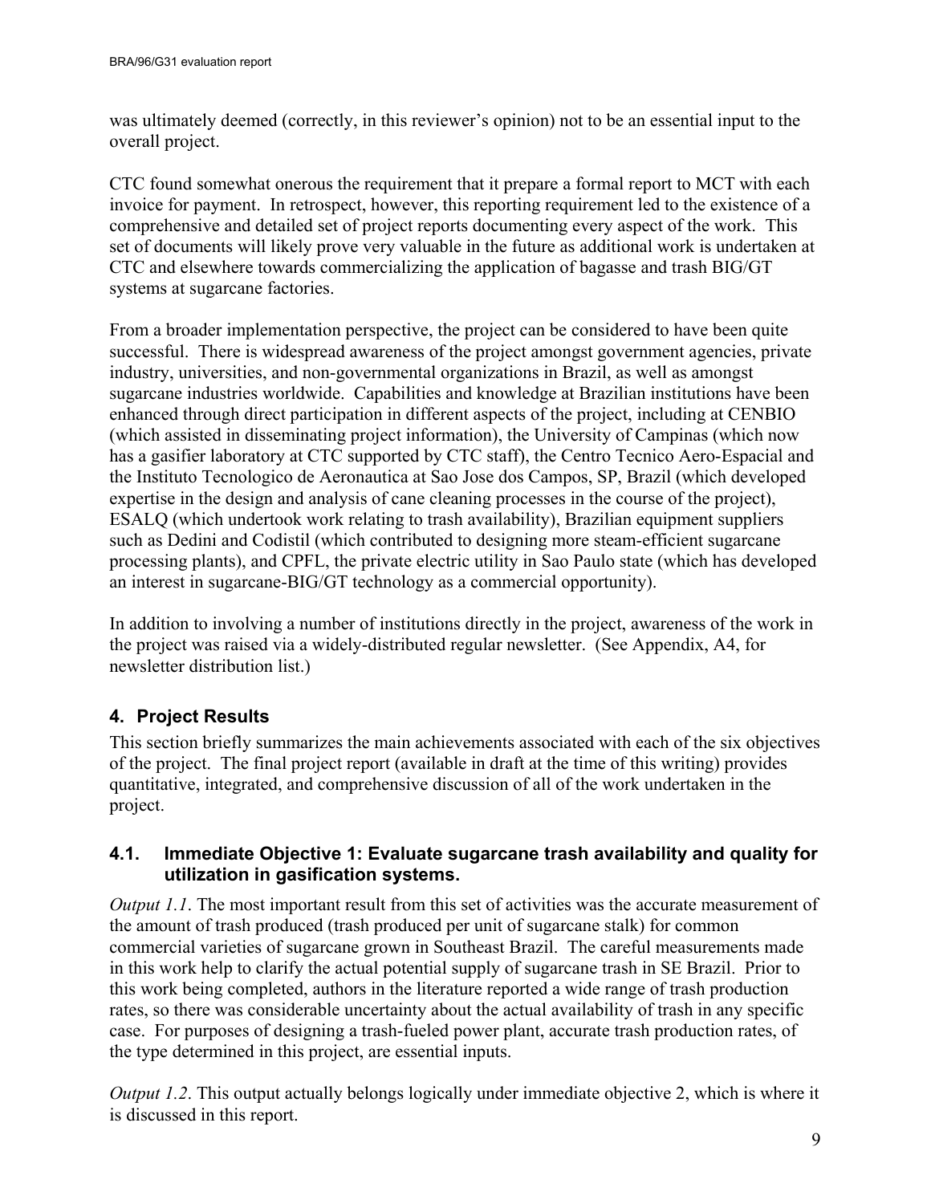was ultimately deemed (correctly, in this reviewer's opinion) not to be an essential input to the overall project.

CTC found somewhat onerous the requirement that it prepare a formal report to MCT with each invoice for payment. In retrospect, however, this reporting requirement led to the existence of a comprehensive and detailed set of project reports documenting every aspect of the work. This set of documents will likely prove very valuable in the future as additional work is undertaken at CTC and elsewhere towards commercializing the application of bagasse and trash BIG/GT systems at sugarcane factories.

From a broader implementation perspective, the project can be considered to have been quite successful. There is widespread awareness of the project amongst government agencies, private industry, universities, and non-governmental organizations in Brazil, as well as amongst sugarcane industries worldwide. Capabilities and knowledge at Brazilian institutions have been enhanced through direct participation in different aspects of the project, including at CENBIO (which assisted in disseminating project information), the University of Campinas (which now has a gasifier laboratory at CTC supported by CTC staff), the Centro Tecnico Aero-Espacial and the Instituto Tecnologico de Aeronautica at Sao Jose dos Campos, SP, Brazil (which developed expertise in the design and analysis of cane cleaning processes in the course of the project), ESALQ (which undertook work relating to trash availability), Brazilian equipment suppliers such as Dedini and Codistil (which contributed to designing more steam-efficient sugarcane processing plants), and CPFL, the private electric utility in Sao Paulo state (which has developed an interest in sugarcane-BIG/GT technology as a commercial opportunity).

In addition to involving a number of institutions directly in the project, awareness of the work in the project was raised via a widely-distributed regular newsletter. (See Appendix, A4, for newsletter distribution list.)

## 4. Project Results

This section briefly summarizes the main achievements associated with each of the six objectives of the project. The final project report (available in draft at the time of this writing) provides quantitative, integrated, and comprehensive discussion of all of the work undertaken in the project.

### 4.1. Immediate Objective 1: Evaluate sugarcane trash availability and quality for utilization in gasification systems.

*Output 1.1*. The most important result from this set of activities was the accurate measurement of the amount of trash produced (trash produced per unit of sugarcane stalk) for common commercial varieties of sugarcane grown in Southeast Brazil. The careful measurements made in this work help to clarify the actual potential supply of sugarcane trash in SE Brazil. Prior to this work being completed, authors in the literature reported a wide range of trash production rates, so there was considerable uncertainty about the actual availability of trash in any specific case. For purposes of designing a trash-fueled power plant, accurate trash production rates, of the type determined in this project, are essential inputs.

*Output 1.2*. This output actually belongs logically under immediate objective 2, which is where it is discussed in this report.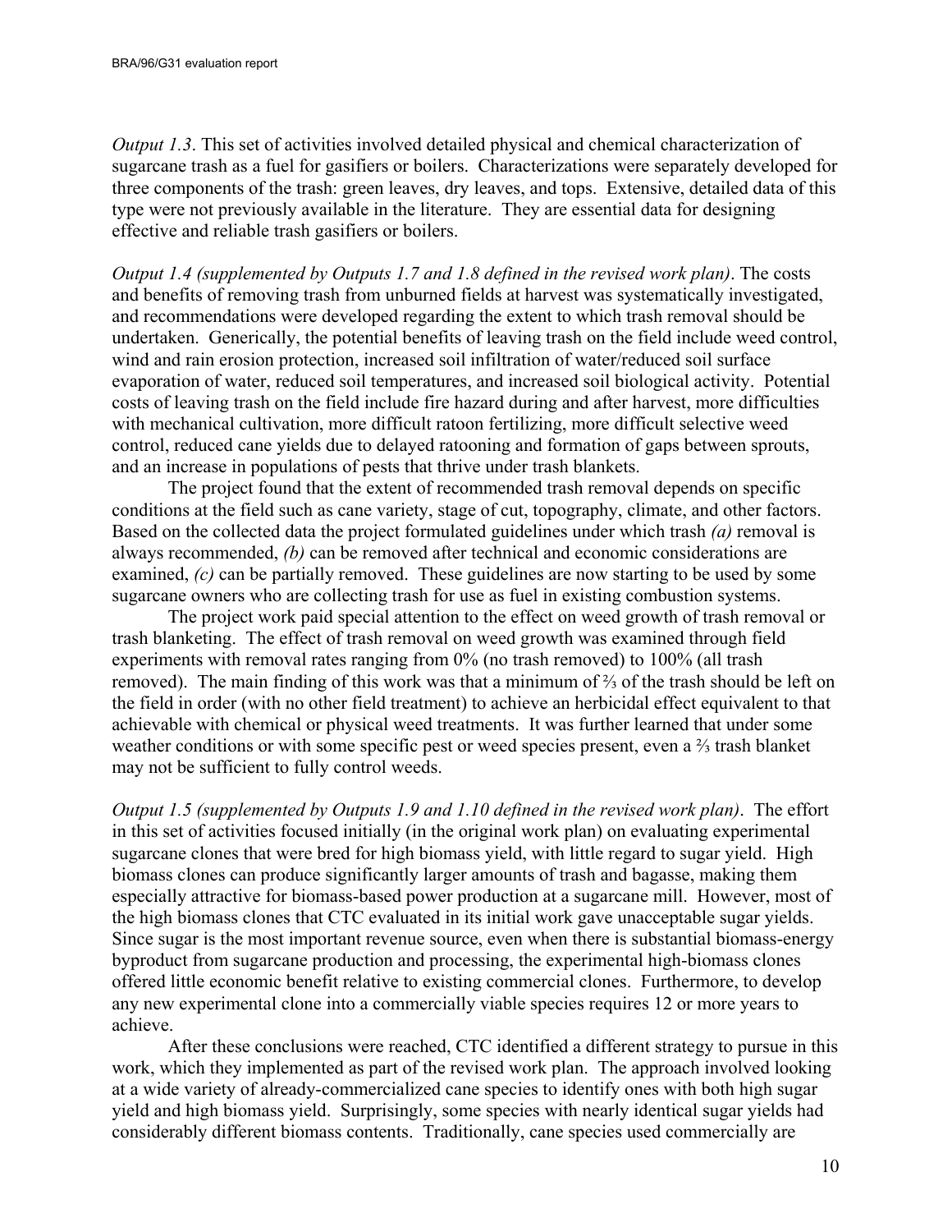*Output 1.3*. This set of activities involved detailed physical and chemical characterization of sugarcane trash as a fuel for gasifiers or boilers. Characterizations were separately developed for three components of the trash: green leaves, dry leaves, and tops. Extensive, detailed data of this type were not previously available in the literature. They are essential data for designing effective and reliable trash gasifiers or boilers.

*Output 1.4 (supplemented by Outputs 1.7 and 1.8 defined in the revised work plan)*. The costs and benefits of removing trash from unburned fields at harvest was systematically investigated, and recommendations were developed regarding the extent to which trash removal should be undertaken. Generically, the potential benefits of leaving trash on the field include weed control, wind and rain erosion protection, increased soil infiltration of water/reduced soil surface evaporation of water, reduced soil temperatures, and increased soil biological activity. Potential costs of leaving trash on the field include fire hazard during and after harvest, more difficulties with mechanical cultivation, more difficult ratoon fertilizing, more difficult selective weed control, reduced cane yields due to delayed ratooning and formation of gaps between sprouts, and an increase in populations of pests that thrive under trash blankets.

The project found that the extent of recommended trash removal depends on specific conditions at the field such as cane variety, stage of cut, topography, climate, and other factors. Based on the collected data the project formulated guidelines under which trash *(a)* removal is always recommended, *(b)* can be removed after technical and economic considerations are examined, *(c)* can be partially removed. These guidelines are now starting to be used by some sugarcane owners who are collecting trash for use as fuel in existing combustion systems.

The project work paid special attention to the effect on weed growth of trash removal or trash blanketing. The effect of trash removal on weed growth was examined through field experiments with removal rates ranging from 0% (no trash removed) to 100% (all trash removed). The main finding of this work was that a minimum of ⅔ of the trash should be left on the field in order (with no other field treatment) to achieve an herbicidal effect equivalent to that achievable with chemical or physical weed treatments. It was further learned that under some weather conditions or with some specific pest or weed species present, even a ⅔ trash blanket may not be sufficient to fully control weeds.

*Output 1.5 (supplemented by Outputs 1.9 and 1.10 defined in the revised work plan)*. The effort in this set of activities focused initially (in the original work plan) on evaluating experimental sugarcane clones that were bred for high biomass yield, with little regard to sugar yield. High biomass clones can produce significantly larger amounts of trash and bagasse, making them especially attractive for biomass-based power production at a sugarcane mill. However, most of the high biomass clones that CTC evaluated in its initial work gave unacceptable sugar yields. Since sugar is the most important revenue source, even when there is substantial biomass-energy byproduct from sugarcane production and processing, the experimental high-biomass clones offered little economic benefit relative to existing commercial clones. Furthermore, to develop any new experimental clone into a commercially viable species requires 12 or more years to achieve.

After these conclusions were reached, CTC identified a different strategy to pursue in this work, which they implemented as part of the revised work plan. The approach involved looking at a wide variety of already-commercialized cane species to identify ones with both high sugar yield and high biomass yield. Surprisingly, some species with nearly identical sugar yields had considerably different biomass contents. Traditionally, cane species used commercially are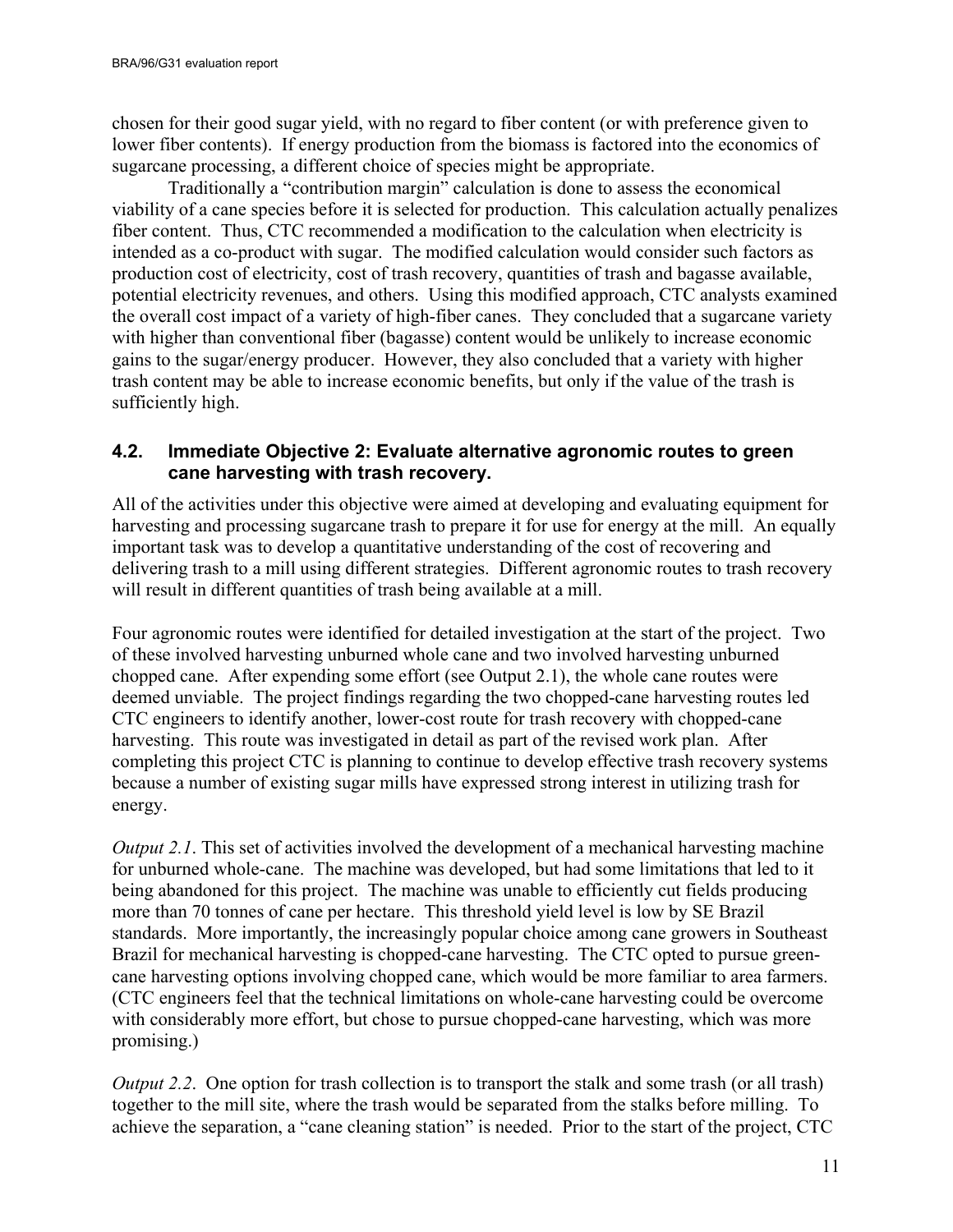chosen for their good sugar yield, with no regard to fiber content (or with preference given to lower fiber contents). If energy production from the biomass is factored into the economics of sugarcane processing, a different choice of species might be appropriate.

Traditionally a "contribution margin" calculation is done to assess the economical viability of a cane species before it is selected for production. This calculation actually penalizes fiber content. Thus, CTC recommended a modification to the calculation when electricity is intended as a co-product with sugar. The modified calculation would consider such factors as production cost of electricity, cost of trash recovery, quantities of trash and bagasse available, potential electricity revenues, and others. Using this modified approach, CTC analysts examined the overall cost impact of a variety of high-fiber canes. They concluded that a sugarcane variety with higher than conventional fiber (bagasse) content would be unlikely to increase economic gains to the sugar/energy producer. However, they also concluded that a variety with higher trash content may be able to increase economic benefits, but only if the value of the trash is sufficiently high.

### 4.2. Immediate Objective 2: Evaluate alternative agronomic routes to green cane harvesting with trash recovery.

All of the activities under this objective were aimed at developing and evaluating equipment for harvesting and processing sugarcane trash to prepare it for use for energy at the mill. An equally important task was to develop a quantitative understanding of the cost of recovering and delivering trash to a mill using different strategies. Different agronomic routes to trash recovery will result in different quantities of trash being available at a mill.

Four agronomic routes were identified for detailed investigation at the start of the project. Two of these involved harvesting unburned whole cane and two involved harvesting unburned chopped cane. After expending some effort (see Output 2.1), the whole cane routes were deemed unviable. The project findings regarding the two chopped-cane harvesting routes led CTC engineers to identify another, lower-cost route for trash recovery with chopped-cane harvesting. This route was investigated in detail as part of the revised work plan. After completing this project CTC is planning to continue to develop effective trash recovery systems because a number of existing sugar mills have expressed strong interest in utilizing trash for energy.

*Output 2.1*. This set of activities involved the development of a mechanical harvesting machine for unburned whole-cane. The machine was developed, but had some limitations that led to it being abandoned for this project. The machine was unable to efficiently cut fields producing more than 70 tonnes of cane per hectare. This threshold yield level is low by SE Brazil standards. More importantly, the increasingly popular choice among cane growers in Southeast Brazil for mechanical harvesting is chopped-cane harvesting. The CTC opted to pursue green-cane harvesting options involving chopped cane, which would be more familiar to area farmers. (CTC engineers feel that the technical limitations on whole-cane harvesting could be overcome with considerably more effort, but chose to pursue chopped-cane harvesting, which was more promising.)

*Output 2.2*. One option for trash collection is to transport the stalk and some trash (or all trash) together to the mill site, where the trash would be separated from the stalks before milling. To achieve the separation, a "cane cleaning station" is needed. Prior to the start of the project, CTC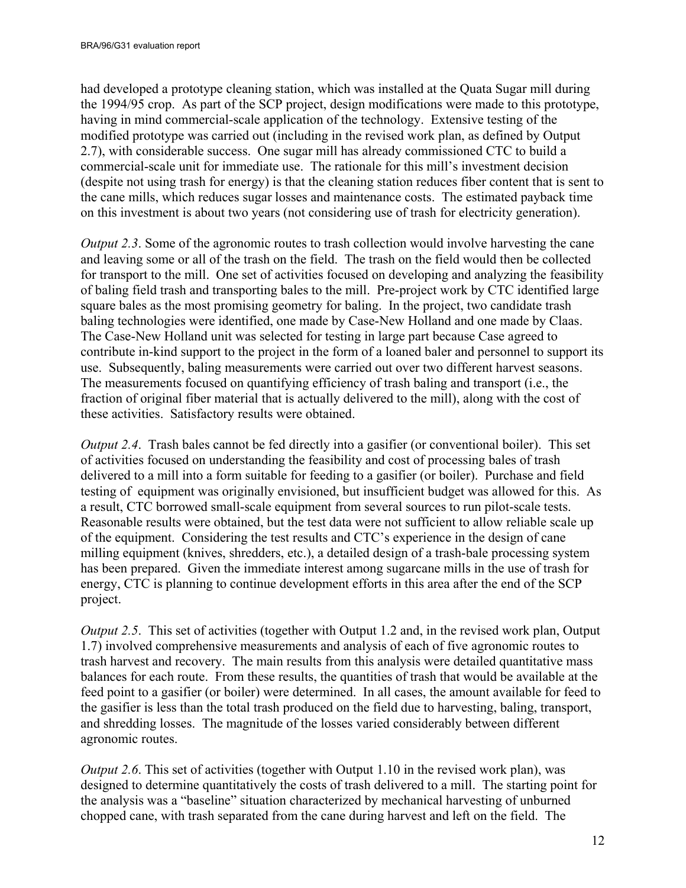had developed a prototype cleaning station, which was installed at the Quata Sugar mill during the 1994/95 crop. As part of the SCP project, design modifications were made to this prototype, having in mind commercial-scale application of the technology. Extensive testing of the modified prototype was carried out (including in the revised work plan, as defined by Output 2.7), with considerable success. One sugar mill has already commissioned CTC to build a commercial-scale unit for immediate use. The rationale for this mill's investment decision (despite not using trash for energy) is that the cleaning station reduces fiber content that is sent to the cane mills, which reduces sugar losses and maintenance costs. The estimated payback time on this investment is about two years (not considering use of trash for electricity generation).

*Output 2.3*. Some of the agronomic routes to trash collection would involve harvesting the cane and leaving some or all of the trash on the field. The trash on the field would then be collected for transport to the mill. One set of activities focused on developing and analyzing the feasibility of baling field trash and transporting bales to the mill. Pre-project work by CTC identified large square bales as the most promising geometry for baling. In the project, two candidate trash baling technologies were identified, one made by Case-New Holland and one made by Claas. The Case-New Holland unit was selected for testing in large part because Case agreed to contribute in-kind support to the project in the form of a loaned baler and personnel to support its use. Subsequently, baling measurements were carried out over two different harvest seasons. The measurements focused on quantifying efficiency of trash baling and transport (i.e., the fraction of original fiber material that is actually delivered to the mill), along with the cost of these activities. Satisfactory results were obtained.

*Output 2.4*. Trash bales cannot be fed directly into a gasifier (or conventional boiler). This set of activities focused on understanding the feasibility and cost of processing bales of trash delivered to a mill into a form suitable for feeding to a gasifier (or boiler). Purchase and field testing of equipment was originally envisioned, but insufficient budget was allowed for this. As a result, CTC borrowed small-scale equipment from several sources to run pilot-scale tests. Reasonable results were obtained, but the test data were not sufficient to allow reliable scale up of the equipment. Considering the test results and CTC's experience in the design of cane milling equipment (knives, shredders, etc.), a detailed design of a trash-bale processing system has been prepared. Given the immediate interest among sugarcane mills in the use of trash for energy, CTC is planning to continue development efforts in this area after the end of the SCP project.

*Output 2.5*. This set of activities (together with Output 1.2 and, in the revised work plan, Output 1.7) involved comprehensive measurements and analysis of each of five agronomic routes to trash harvest and recovery. The main results from this analysis were detailed quantitative mass balances for each route. From these results, the quantities of trash that would be available at the feed point to a gasifier (or boiler) were determined. In all cases, the amount available for feed to the gasifier is less than the total trash produced on the field due to harvesting, baling, transport, and shredding losses. The magnitude of the losses varied considerably between different agronomic routes.

*Output 2.6*. This set of activities (together with Output 1.10 in the revised work plan), was designed to determine quantitatively the costs of trash delivered to a mill. The starting point for the analysis was a "baseline" situation characterized by mechanical harvesting of unburned chopped cane, with trash separated from the cane during harvest and left on the field. The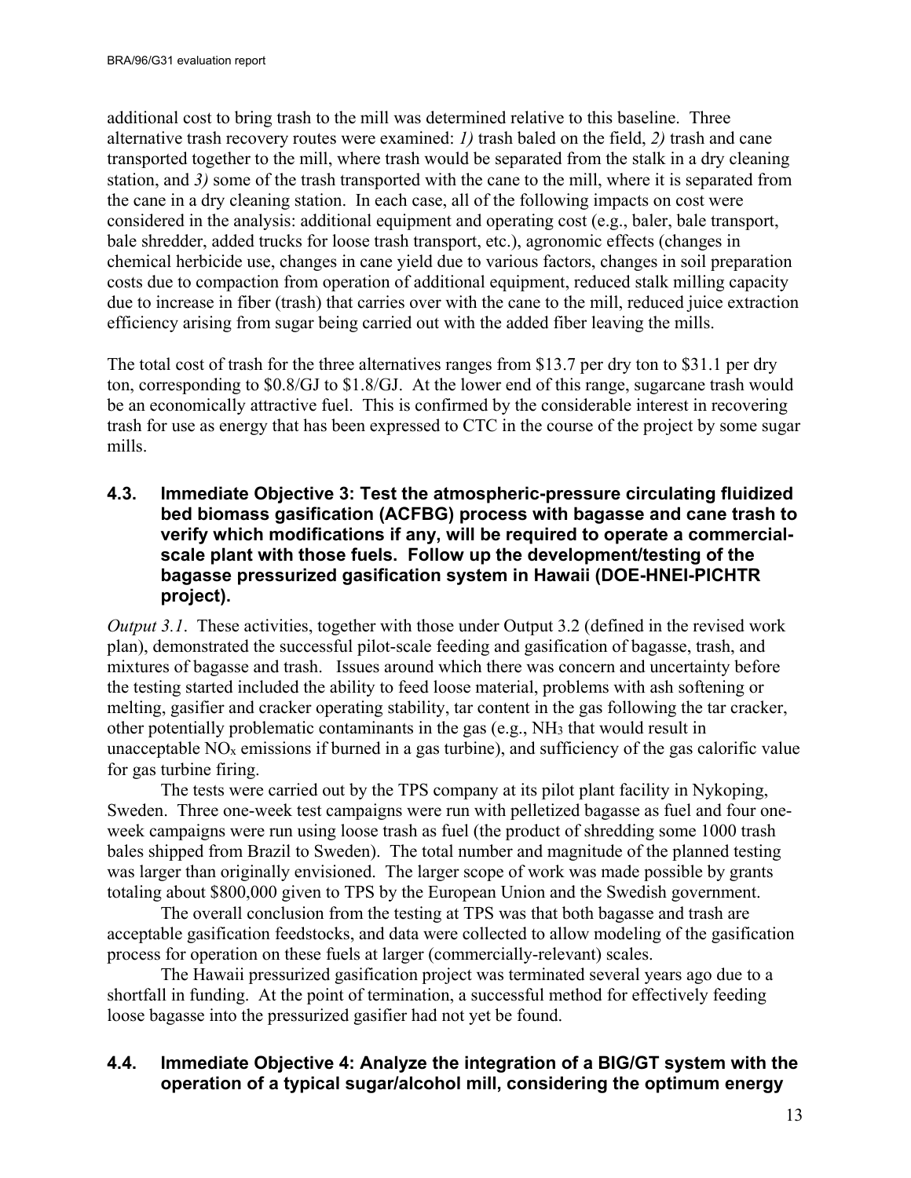additional cost to bring trash to the mill was determined relative to this baseline. Three alternative trash recovery routes were examined: *1)* trash baled on the field, *2)* trash and cane transported together to the mill, where trash would be separated from the stalk in a dry cleaning station, and *3)* some of the trash transported with the cane to the mill, where it is separated from the cane in a dry cleaning station. In each case, all of the following impacts on cost were considered in the analysis: additional equipment and operating cost (e.g., baler, bale transport, bale shredder, added trucks for loose trash transport, etc.), agronomic effects (changes in chemical herbicide use, changes in cane yield due to various factors, changes in soil preparation costs due to compaction from operation of additional equipment, reduced stalk milling capacity due to increase in fiber (trash) that carries over with the cane to the mill, reduced juice extraction efficiency arising from sugar being carried out with the added fiber leaving the mills.

The total cost of trash for the three alternatives ranges from \$13.7 per dry ton to \$31.1 per dry ton, corresponding to \$0.8/GJ to \$1.8/GJ. At the lower end of this range, sugarcane trash would be an economically attractive fuel. This is confirmed by the considerable interest in recovering trash for use as energy that has been expressed to CTC in the course of the project by some sugar mills.

## 4.3. Immediate Objective 3: Test the atmospheric-pressure circulating fluidized bed biomass gasification (ACFBG) process with bagasse and cane trash to verify which modifications if any, will be required to operate a commercial-scale plant with those fuels. Follow up the development/testing of the bagasse pressurized gasification system in Hawaii (DOE-HNEI-PICHTR project).

*Output 3.1*. These activities, together with those under Output 3.2 (defined in the revised work plan), demonstrated the successful pilot-scale feeding and gasification of bagasse, trash, and mixtures of bagasse and trash. Issues around which there was concern and uncertainty before the testing started included the ability to feed loose material, problems with ash softening or melting, gasifier and cracker operating stability, tar content in the gas following the tar cracker, other potentially problematic contaminants in the gas (e.g., $NH_3$ that would result in unacceptable $NO_x$ emissions if burned in a gas turbine), and sufficiency of the gas calorific value for gas turbine firing.

The tests were carried out by the TPS company at its pilot plant facility in Nykoping, Sweden. Three one-week test campaigns were run with pelletized bagasse as fuel and four one-week campaigns were run using loose trash as fuel (the product of shredding some 1000 trash bales shipped from Brazil to Sweden). The total number and magnitude of the planned testing was larger than originally envisioned. The larger scope of work was made possible by grants totaling about \$800,000 given to TPS by the European Union and the Swedish government.

The overall conclusion from the testing at TPS was that both bagasse and trash are acceptable gasification feedstocks, and data were collected to allow modeling of the gasification process for operation on these fuels at larger (commercially-relevant) scales.

The Hawaii pressurized gasification project was terminated several years ago due to a shortfall in funding. At the point of termination, a successful method for effectively feeding loose bagasse into the pressurized gasifier had not yet be found.

## 4.4. Immediate Objective 4: Analyze the integration of a BIG/GT system with the operation of a typical sugar/alcohol mill, considering the optimum energy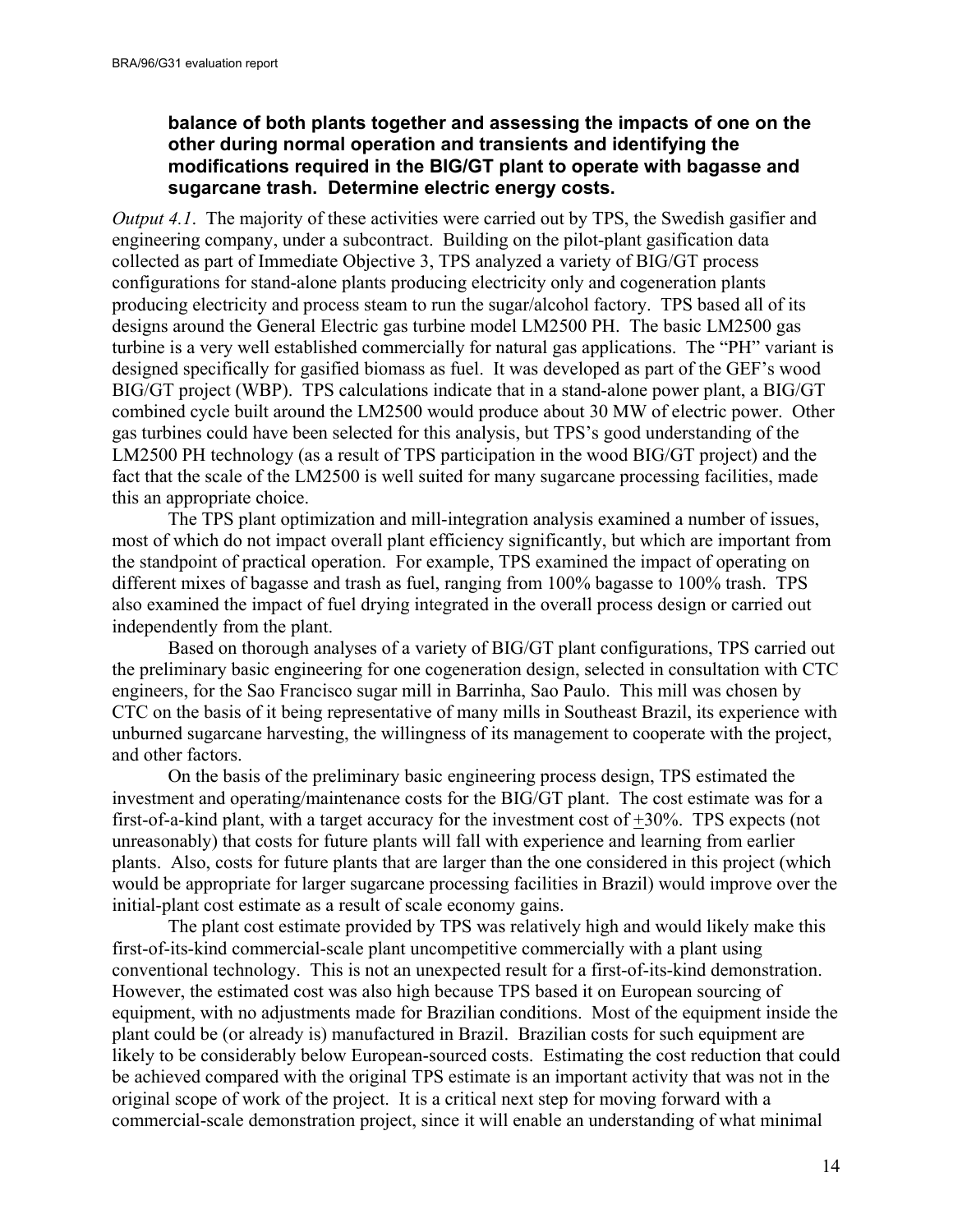**balance of both plants together and assessing the impacts of one on the other during normal operation and transients and identifying the modifications required in the BIG/GT plant to operate with bagasse and sugarcane trash. Determine electric energy costs.**

*Output 4.1*. The majority of these activities were carried out by TPS, the Swedish gasifier and engineering company, under a subcontract. Building on the pilot-plant gasification data collected as part of Immediate Objective 3, TPS analyzed a variety of BIG/GT process configurations for stand-alone plants producing electricity only and cogeneration plants producing electricity and process steam to run the sugar/alcohol factory. TPS based all of its designs around the General Electric gas turbine model LM2500 PH. The basic LM2500 gas turbine is a very well established commercially for natural gas applications. The "PH" variant is designed specifically for gasified biomass as fuel. It was developed as part of the GEF's wood BIG/GT project (WBP). TPS calculations indicate that in a stand-alone power plant, a BIG/GT combined cycle built around the LM2500 would produce about 30 MW of electric power. Other gas turbines could have been selected for this analysis, but TPS's good understanding of the LM2500 PH technology (as a result of TPS participation in the wood BIG/GT project) and the fact that the scale of the LM2500 is well suited for many sugarcane processing facilities, made this an appropriate choice.

The TPS plant optimization and mill-integration analysis examined a number of issues, most of which do not impact overall plant efficiency significantly, but which are important from the standpoint of practical operation. For example, TPS examined the impact of operating on different mixes of bagasse and trash as fuel, ranging from 100% bagasse to 100% trash. TPS also examined the impact of fuel drying integrated in the overall process design or carried out independently from the plant.

Based on thorough analyses of a variety of BIG/GT plant configurations, TPS carried out the preliminary basic engineering for one cogeneration design, selected in consultation with CTC engineers, for the Sao Francisco sugar mill in Barrinha, Sao Paulo. This mill was chosen by CTC on the basis of it being representative of many mills in Southeast Brazil, its experience with unburned sugarcane harvesting, the willingness of its management to cooperate with the project, and other factors.

On the basis of the preliminary basic engineering process design, TPS estimated the investment and operating/maintenance costs for the BIG/GT plant. The cost estimate was for a first-of-a-kind plant, with a target accuracy for the investment cost of ±30%. TPS expects (not unreasonably) that costs for future plants will fall with experience and learning from earlier plants. Also, costs for future plants that are larger than the one considered in this project (which would be appropriate for larger sugarcane processing facilities in Brazil) would improve over the initial-plant cost estimate as a result of scale economy gains.

The plant cost estimate provided by TPS was relatively high and would likely make this first-of-its-kind commercial-scale plant uncompetitive commercially with a plant using conventional technology. This is not an unexpected result for a first-of-its-kind demonstration. However, the estimated cost was also high because TPS based it on European sourcing of equipment, with no adjustments made for Brazilian conditions. Most of the equipment inside the plant could be (or already is) manufactured in Brazil. Brazilian costs for such equipment are likely to be considerably below European-sourced costs. Estimating the cost reduction that could be achieved compared with the original TPS estimate is an important activity that was not in the original scope of work of the project. It is a critical next step for moving forward with a commercial-scale demonstration project, since it will enable an understanding of what minimal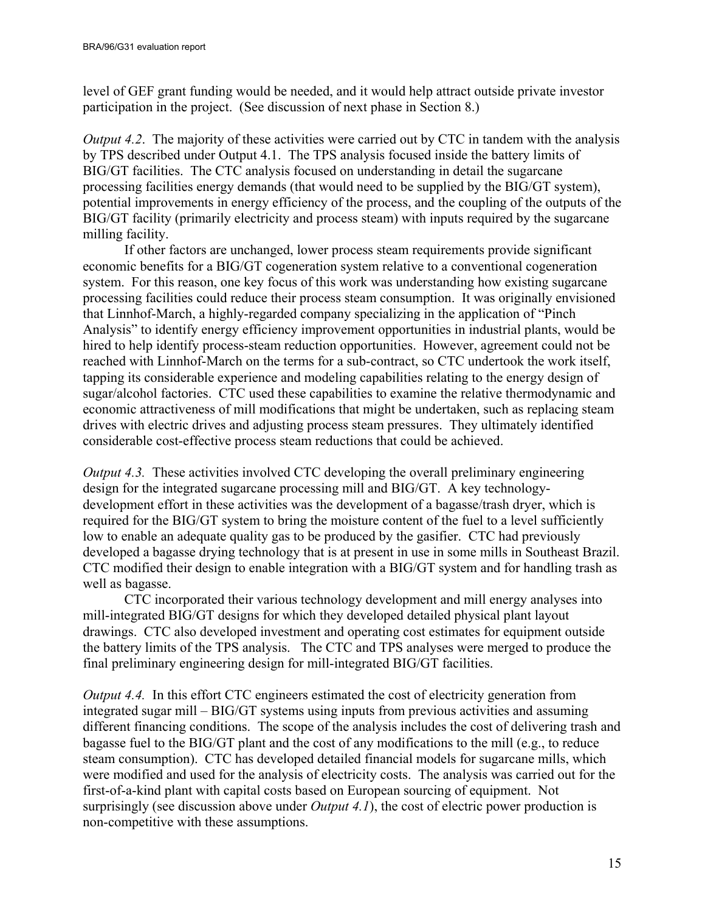level of GEF grant funding would be needed, and it would help attract outside private investor participation in the project. (See discussion of next phase in Section 8.)

*Output 4.2*. The majority of these activities were carried out by CTC in tandem with the analysis by TPS described under Output 4.1. The TPS analysis focused inside the battery limits of BIG/GT facilities. The CTC analysis focused on understanding in detail the sugarcane processing facilities energy demands (that would need to be supplied by the BIG/GT system), potential improvements in energy efficiency of the process, and the coupling of the outputs of the BIG/GT facility (primarily electricity and process steam) with inputs required by the sugarcane milling facility.

If other factors are unchanged, lower process steam requirements provide significant economic benefits for a BIG/GT cogeneration system relative to a conventional cogeneration system. For this reason, one key focus of this work was understanding how existing sugarcane processing facilities could reduce their process steam consumption. It was originally envisioned that Linnhof-March, a highly-regarded company specializing in the application of "Pinch Analysis" to identify energy efficiency improvement opportunities in industrial plants, would be hired to help identify process-steam reduction opportunities. However, agreement could not be reached with Linnhof-March on the terms for a sub-contract, so CTC undertook the work itself, tapping its considerable experience and modeling capabilities relating to the energy design of sugar/alcohol factories. CTC used these capabilities to examine the relative thermodynamic and economic attractiveness of mill modifications that might be undertaken, such as replacing steam drives with electric drives and adjusting process steam pressures. They ultimately identified considerable cost-effective process steam reductions that could be achieved.

*Output 4.3.* These activities involved CTC developing the overall preliminary engineering design for the integrated sugarcane processing mill and BIG/GT. A key technology-development effort in these activities was the development of a bagasse/trash dryer, which is required for the BIG/GT system to bring the moisture content of the fuel to a level sufficiently low to enable an adequate quality gas to be produced by the gasifier. CTC had previously developed a bagasse drying technology that is at present in use in some mills in Southeast Brazil. CTC modified their design to enable integration with a BIG/GT system and for handling trash as well as bagasse.

CTC incorporated their various technology development and mill energy analyses into mill-integrated BIG/GT designs for which they developed detailed physical plant layout drawings. CTC also developed investment and operating cost estimates for equipment outside the battery limits of the TPS analysis. The CTC and TPS analyses were merged to produce the final preliminary engineering design for mill-integrated BIG/GT facilities.

*Output 4.4.* In this effort CTC engineers estimated the cost of electricity generation from integrated sugar mill – BIG/GT systems using inputs from previous activities and assuming different financing conditions. The scope of the analysis includes the cost of delivering trash and bagasse fuel to the BIG/GT plant and the cost of any modifications to the mill (e.g., to reduce steam consumption). CTC has developed detailed financial models for sugarcane mills, which were modified and used for the analysis of electricity costs. The analysis was carried out for the first-of-a-kind plant with capital costs based on European sourcing of equipment. Not surprisingly (see discussion above under *Output 4.1*), the cost of electric power production is non-competitive with these assumptions.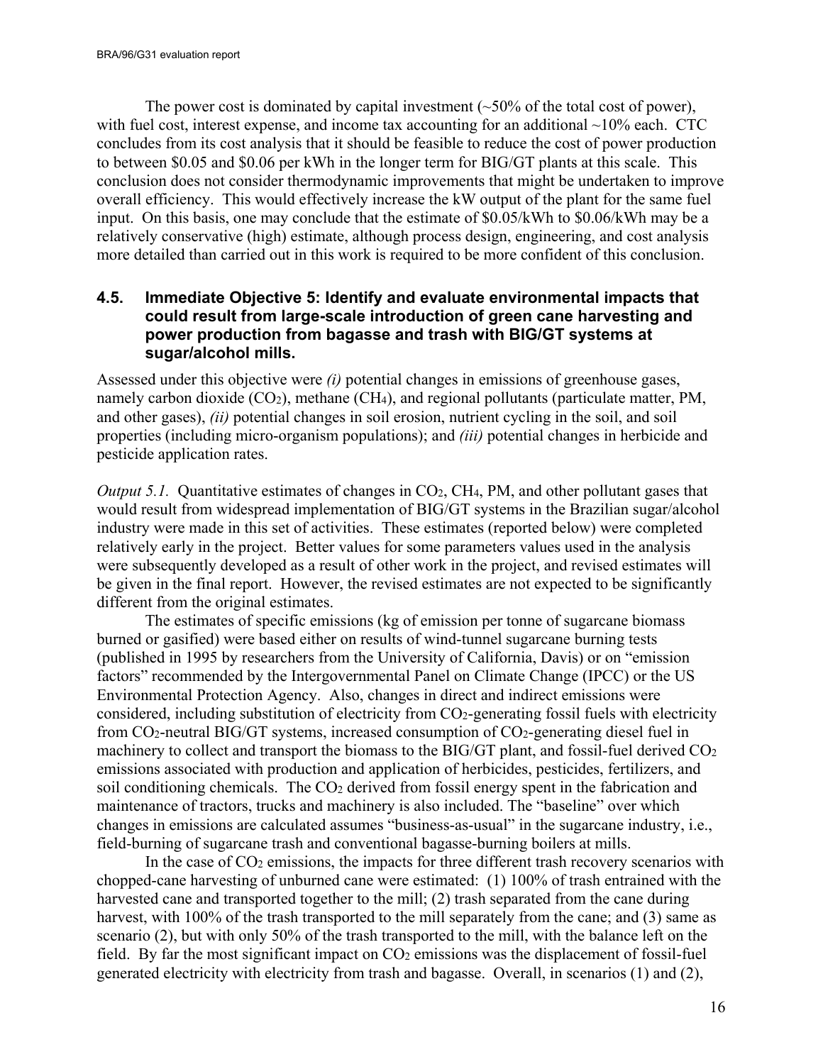The power cost is dominated by capital investment (~50% of the total cost of power), with fuel cost, interest expense, and income tax accounting for an additional ~10% each. CTC concludes from its cost analysis that it should be feasible to reduce the cost of power production to between $0.05 and $0.06 per kWh in the longer term for BIG/GT plants at this scale. This conclusion does not consider thermodynamic improvements that might be undertaken to improve overall efficiency. This would effectively increase the kW output of the plant for the same fuel input. On this basis, one may conclude that the estimate of $0.05/kWh to $0.06/kWh may be a relatively conservative (high) estimate, although process design, engineering, and cost analysis more detailed than carried out in this work is required to be more confident of this conclusion.

### 4.5. Immediate Objective 5: Identify and evaluate environmental impacts that could result from large-scale introduction of green cane harvesting and power production from bagasse and trash with BIG/GT systems at sugar/alcohol mills.

Assessed under this objective were *(i)* potential changes in emissions of greenhouse gases, namely carbon dioxide ($CO_2$), methane ($CH_4$), and regional pollutants (particulate matter, PM, and other gases), *(ii)* potential changes in soil erosion, nutrient cycling in the soil, and soil properties (including micro-organism populations); and *(iii)* potential changes in herbicide and pesticide application rates.

*Output 5.1.* Quantitative estimates of changes in $CO_2$, $CH_4$, PM, and other pollutant gases that would result from widespread implementation of BIG/GT systems in the Brazilian sugar/alcohol industry were made in this set of activities. These estimates (reported below) were completed relatively early in the project. Better values for some parameters values used in the analysis were subsequently developed as a result of other work in the project, and revised estimates will be given in the final report. However, the revised estimates are not expected to be significantly different from the original estimates.

The estimates of specific emissions (kg of emission per tonne of sugarcane biomass burned or gasified) were based either on results of wind-tunnel sugarcane burning tests (published in 1995 by researchers from the University of California, Davis) or on "emission factors" recommended by the Intergovernmental Panel on Climate Change (IPCC) or the US Environmental Protection Agency. Also, changes in direct and indirect emissions were considered, including substitution of electricity from $CO_2$-generating fossil fuels with electricity from $CO_2$-neutral BIG/GT systems, increased consumption of $CO_2$-generating diesel fuel in machinery to collect and transport the biomass to the BIG/GT plant, and fossil-fuel derived $CO_2$ emissions associated with production and application of herbicides, pesticides, fertilizers, and soil conditioning chemicals. The $CO_2$ derived from fossil energy spent in the fabrication and maintenance of tractors, trucks and machinery is also included. The "baseline" over which changes in emissions are calculated assumes "business-as-usual" in the sugarcane industry, i.e., field-burning of sugarcane trash and conventional bagasse-burning boilers at mills.

In the case of $CO_2$ emissions, the impacts for three different trash recovery scenarios with chopped-cane harvesting of unburned cane were estimated: (1) 100% of trash entrained with the harvested cane and transported together to the mill; (2) trash separated from the cane during harvest, with 100% of the trash transported to the mill separately from the cane; and (3) same as scenario (2), but with only 50% of the trash transported to the mill, with the balance left on the field. By far the most significant impact on $CO_2$ emissions was the displacement of fossil-fuel generated electricity with electricity from trash and bagasse. Overall, in scenarios (1) and (2),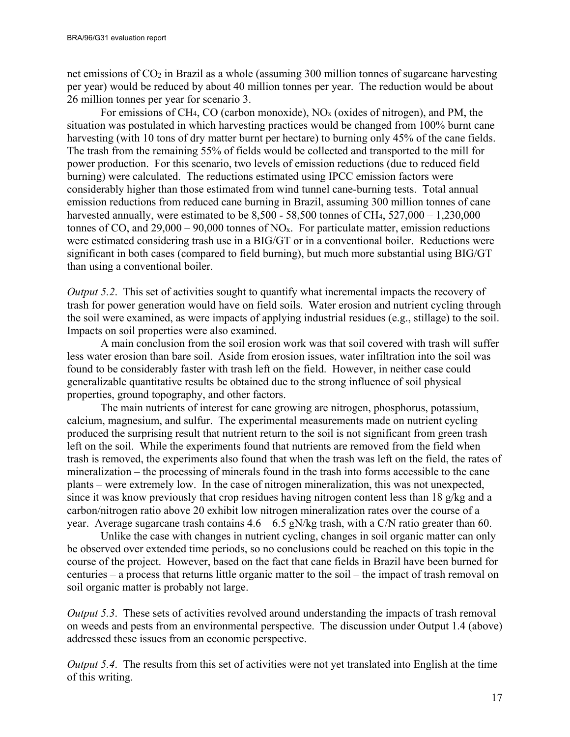net emissions of $CO_2$ in Brazil as a whole (assuming 300 million tonnes of sugarcane harvesting per year) would be reduced by about 40 million tonnes per year. The reduction would be about 26 million tonnes per year for scenario 3.

For emissions of $CH_4$, CO (carbon monoxide), $NO_x$ (oxides of nitrogen), and PM, the situation was postulated in which harvesting practices would be changed from 100% burnt cane harvesting (with 10 tons of dry matter burnt per hectare) to burning only 45% of the cane fields. The trash from the remaining 55% of fields would be collected and transported to the mill for power production. For this scenario, two levels of emission reductions (due to reduced field burning) were calculated. The reductions estimated using IPCC emission factors were considerably higher than those estimated from wind tunnel cane-burning tests. Total annual emission reductions from reduced cane burning in Brazil, assuming 300 million tonnes of cane harvested annually, were estimated to be 8,500 - 58,500 tonnes of $CH_4$, 527,000 – 1,230,000 tonnes of CO, and 29,000 – 90,000 tonnes of $NO_x$. For particulate matter, emission reductions were estimated considering trash use in a BIG/GT or in a conventional boiler. Reductions were significant in both cases (compared to field burning), but much more substantial using BIG/GT than using a conventional boiler.

*Output 5.2*. This set of activities sought to quantify what incremental impacts the recovery of trash for power generation would have on field soils. Water erosion and nutrient cycling through the soil were examined, as were impacts of applying industrial residues (e.g., stillage) to the soil. Impacts on soil properties were also examined.

A main conclusion from the soil erosion work was that soil covered with trash will suffer less water erosion than bare soil. Aside from erosion issues, water infiltration into the soil was found to be considerably faster with trash left on the field. However, in neither case could generalizable quantitative results be obtained due to the strong influence of soil physical properties, ground topography, and other factors.

The main nutrients of interest for cane growing are nitrogen, phosphorus, potassium, calcium, magnesium, and sulfur. The experimental measurements made on nutrient cycling produced the surprising result that nutrient return to the soil is not significant from green trash left on the soil. While the experiments found that nutrients are removed from the field when trash is removed, the experiments also found that when the trash was left on the field, the rates of mineralization – the processing of minerals found in the trash into forms accessible to the cane plants – were extremely low. In the case of nitrogen mineralization, this was not unexpected, since it was know previously that crop residues having nitrogen content less than 18 g/kg and a carbon/nitrogen ratio above 20 exhibit low nitrogen mineralization rates over the course of a year. Average sugarcane trash contains 4.6 – 6.5 gN/kg trash, with a C/N ratio greater than 60.

Unlike the case with changes in nutrient cycling, changes in soil organic matter can only be observed over extended time periods, so no conclusions could be reached on this topic in the course of the project. However, based on the fact that cane fields in Brazil have been burned for centuries – a process that returns little organic matter to the soil – the impact of trash removal on soil organic matter is probably not large.

*Output 5.3*. These sets of activities revolved around understanding the impacts of trash removal on weeds and pests from an environmental perspective. The discussion under Output 1.4 (above) addressed these issues from an economic perspective.

*Output 5.4*. The results from this set of activities were not yet translated into English at the time of this writing.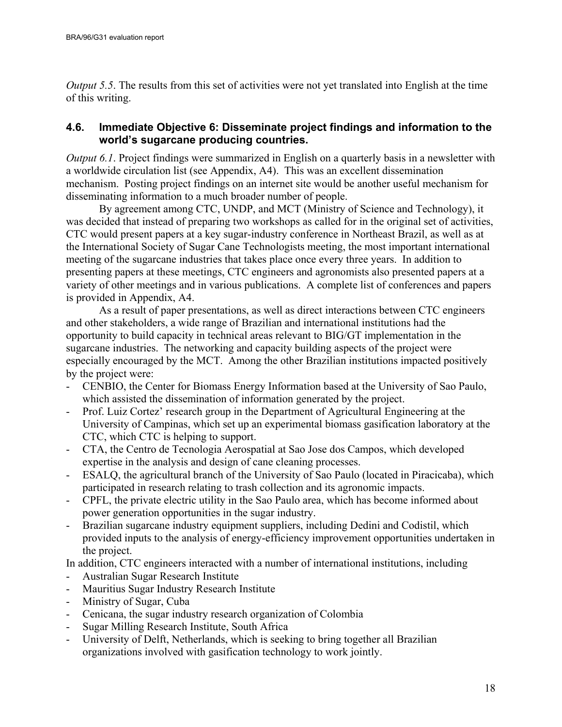*Output 5.5*. The results from this set of activities were not yet translated into English at the time of this writing.

### 4.6. Immediate Objective 6: Disseminate project findings and information to the world's sugarcane producing countries.

*Output 6.1*. Project findings were summarized in English on a quarterly basis in a newsletter with a worldwide circulation list (see Appendix, A4). This was an excellent dissemination mechanism. Posting project findings on an internet site would be another useful mechanism for disseminating information to a much broader number of people.

By agreement among CTC, UNDP, and MCT (Ministry of Science and Technology), it was decided that instead of preparing two workshops as called for in the original set of activities, CTC would present papers at a key sugar-industry conference in Northeast Brazil, as well as at the International Society of Sugar Cane Technologists meeting, the most important international meeting of the sugarcane industries that takes place once every three years. In addition to presenting papers at these meetings, CTC engineers and agronomists also presented papers at a variety of other meetings and in various publications. A complete list of conferences and papers is provided in Appendix, A4.

As a result of paper presentations, as well as direct interactions between CTC engineers and other stakeholders, a wide range of Brazilian and international institutions had the opportunity to build capacity in technical areas relevant to BIG/GT implementation in the sugarcane industries. The networking and capacity building aspects of the project were especially encouraged by the MCT. Among the other Brazilian institutions impacted positively by the project were:

- CENBIO, the Center for Biomass Energy Information based at the University of Sao Paulo, which assisted the dissemination of information generated by the project.
- Prof. Luiz Cortez' research group in the Department of Agricultural Engineering at the University of Campinas, which set up an experimental biomass gasification laboratory at the CTC, which CTC is helping to support.
- CTA, the Centro de Tecnologia Aerospatial at Sao Jose dos Campos, which developed expertise in the analysis and design of cane cleaning processes.
- ESALQ, the agricultural branch of the University of Sao Paulo (located in Piracicaba), which participated in research relating to trash collection and its agronomic impacts.
- CPFL, the private electric utility in the Sao Paulo area, which has become informed about power generation opportunities in the sugar industry.
- Brazilian sugarcane industry equipment suppliers, including Dedini and Codistil, which provided inputs to the analysis of energy-efficiency improvement opportunities undertaken in the project.

In addition, CTC engineers interacted with a number of international institutions, including

- Australian Sugar Research Institute
- Mauritius Sugar Industry Research Institute
- Ministry of Sugar, Cuba
- Cenicana, the sugar industry research organization of Colombia
- Sugar Milling Research Institute, South Africa
- University of Delft, Netherlands, which is seeking to bring together all Brazilian organizations involved with gasification technology to work jointly.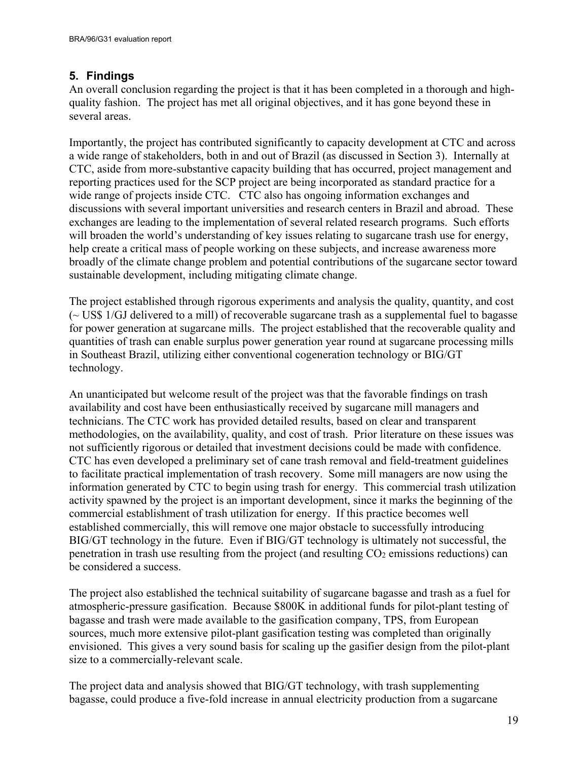## 5. Findings

An overall conclusion regarding the project is that it has been completed in a thorough and high-quality fashion. The project has met all original objectives, and it has gone beyond these in several areas.

Importantly, the project has contributed significantly to capacity development at CTC and across a wide range of stakeholders, both in and out of Brazil (as discussed in Section 3). Internally at CTC, aside from more-substantive capacity building that has occurred, project management and reporting practices used for the SCP project are being incorporated as standard practice for a wide range of projects inside CTC. CTC also has ongoing information exchanges and discussions with several important universities and research centers in Brazil and abroad. These exchanges are leading to the implementation of several related research programs. Such efforts will broaden the world's understanding of key issues relating to sugarcane trash use for energy, help create a critical mass of people working on these subjects, and increase awareness more broadly of the climate change problem and potential contributions of the sugarcane sector toward sustainable development, including mitigating climate change.

The project established through rigorous experiments and analysis the quality, quantity, and cost (~ US$ 1/GJ delivered to a mill) of recoverable sugarcane trash as a supplemental fuel to bagasse for power generation at sugarcane mills. The project established that the recoverable quality and quantities of trash can enable surplus power generation year round at sugarcane processing mills in Southeast Brazil, utilizing either conventional cogeneration technology or BIG/GT technology.

An unanticipated but welcome result of the project was that the favorable findings on trash availability and cost have been enthusiastically received by sugarcane mill managers and technicians. The CTC work has provided detailed results, based on clear and transparent methodologies, on the availability, quality, and cost of trash. Prior literature on these issues was not sufficiently rigorous or detailed that investment decisions could be made with confidence. CTC has even developed a preliminary set of cane trash removal and field-treatment guidelines to facilitate practical implementation of trash recovery. Some mill managers are now using the information generated by CTC to begin using trash for energy. This commercial trash utilization activity spawned by the project is an important development, since it marks the beginning of the commercial establishment of trash utilization for energy. If this practice becomes well established commercially, this will remove one major obstacle to successfully introducing BIG/GT technology in the future. Even if BIG/GT technology is ultimately not successful, the penetration in trash use resulting from the project (and resulting $CO_2$ emissions reductions) can be considered a success.

The project also established the technical suitability of sugarcane bagasse and trash as a fuel for atmospheric-pressure gasification. Because $800K in additional funds for pilot-plant testing of bagasse and trash were made available to the gasification company, TPS, from European sources, much more extensive pilot-plant gasification testing was completed than originally envisioned. This gives a very sound basis for scaling up the gasifier design from the pilot-plant size to a commercially-relevant scale.

The project data and analysis showed that BIG/GT technology, with trash supplementing bagasse, could produce a five-fold increase in annual electricity production from a sugarcane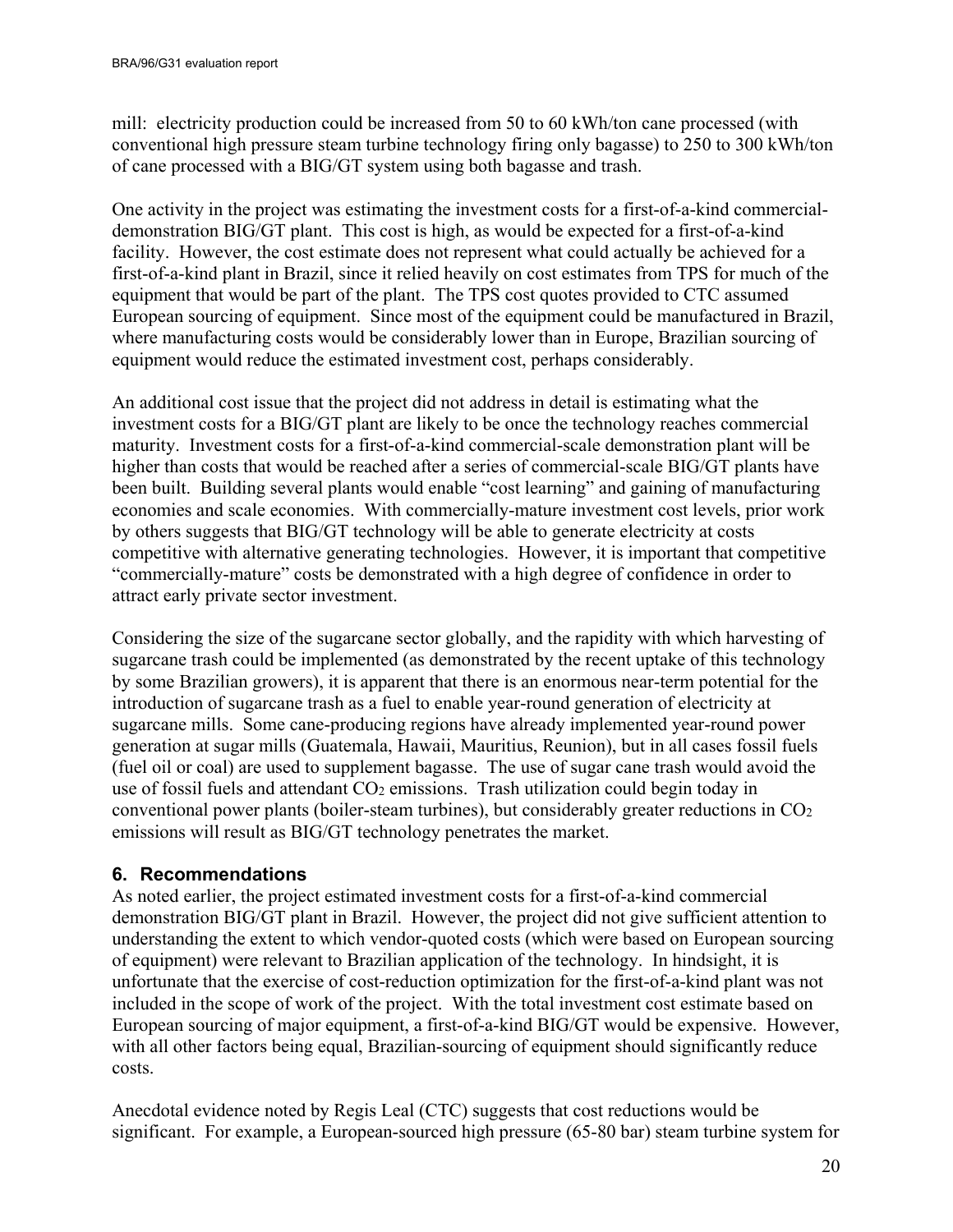mill: electricity production could be increased from 50 to 60 kWh/ton cane processed (with conventional high pressure steam turbine technology firing only bagasse) to 250 to 300 kWh/ton of cane processed with a BIG/GT system using both bagasse and trash.

One activity in the project was estimating the investment costs for a first-of-a-kind commercial-demonstration BIG/GT plant. This cost is high, as would be expected for a first-of-a-kind facility. However, the cost estimate does not represent what could actually be achieved for a first-of-a-kind plant in Brazil, since it relied heavily on cost estimates from TPS for much of the equipment that would be part of the plant. The TPS cost quotes provided to CTC assumed European sourcing of equipment. Since most of the equipment could be manufactured in Brazil, where manufacturing costs would be considerably lower than in Europe, Brazilian sourcing of equipment would reduce the estimated investment cost, perhaps considerably.

An additional cost issue that the project did not address in detail is estimating what the investment costs for a BIG/GT plant are likely to be once the technology reaches commercial maturity. Investment costs for a first-of-a-kind commercial-scale demonstration plant will be higher than costs that would be reached after a series of commercial-scale BIG/GT plants have been built. Building several plants would enable "cost learning" and gaining of manufacturing economies and scale economies. With commercially-mature investment cost levels, prior work by others suggests that BIG/GT technology will be able to generate electricity at costs competitive with alternative generating technologies. However, it is important that competitive "commercially-mature" costs be demonstrated with a high degree of confidence in order to attract early private sector investment.

Considering the size of the sugarcane sector globally, and the rapidity with which harvesting of sugarcane trash could be implemented (as demonstrated by the recent uptake of this technology by some Brazilian growers), it is apparent that there is an enormous near-term potential for the introduction of sugarcane trash as a fuel to enable year-round generation of electricity at sugarcane mills. Some cane-producing regions have already implemented year-round power generation at sugar mills (Guatemala, Hawaii, Mauritius, Reunion), but in all cases fossil fuels (fuel oil or coal) are used to supplement bagasse. The use of sugar cane trash would avoid the use of fossil fuels and attendant $CO_2$ emissions. Trash utilization could begin today in conventional power plants (boiler-steam turbines), but considerably greater reductions in $CO_2$ emissions will result as BIG/GT technology penetrates the market.

## 6. Recommendations

As noted earlier, the project estimated investment costs for a first-of-a-kind commercial demonstration BIG/GT plant in Brazil. However, the project did not give sufficient attention to understanding the extent to which vendor-quoted costs (which were based on European sourcing of equipment) were relevant to Brazilian application of the technology. In hindsight, it is unfortunate that the exercise of cost-reduction optimization for the first-of-a-kind plant was not included in the scope of work of the project. With the total investment cost estimate based on European sourcing of major equipment, a first-of-a-kind BIG/GT would be expensive. However, with all other factors being equal, Brazilian-sourcing of equipment should significantly reduce costs.

Anecdotal evidence noted by Regis Leal (CTC) suggests that cost reductions would be significant. For example, a European-sourced high pressure (65-80 bar) steam turbine system for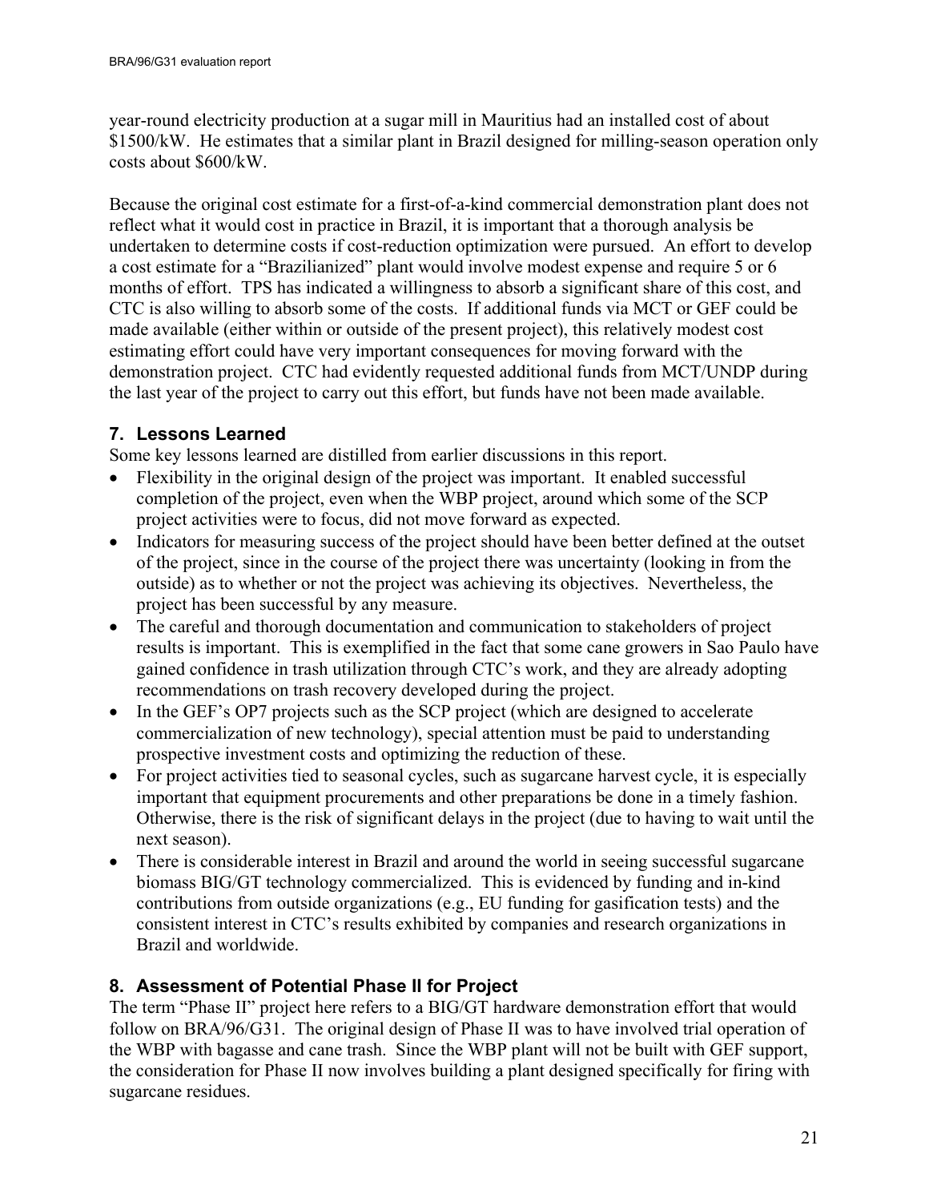year-round electricity production at a sugar mill in Mauritius had an installed cost of about \$1500/kW. He estimates that a similar plant in Brazil designed for milling-season operation only costs about \$600/kW.

Because the original cost estimate for a first-of-a-kind commercial demonstration plant does not reflect what it would cost in practice in Brazil, it is important that a thorough analysis be undertaken to determine costs if cost-reduction optimization were pursued. An effort to develop a cost estimate for a "Brazilianized" plant would involve modest expense and require 5 or 6 months of effort. TPS has indicated a willingness to absorb a significant share of this cost, and CTC is also willing to absorb some of the costs. If additional funds via MCT or GEF could be made available (either within or outside of the present project), this relatively modest cost estimating effort could have very important consequences for moving forward with the demonstration project. CTC had evidently requested additional funds from MCT/UNDP during the last year of the project to carry out this effort, but funds have not been made available.

## 7. Lessons Learned

Some key lessons learned are distilled from earlier discussions in this report.

- Flexibility in the original design of the project was important. It enabled successful completion of the project, even when the WBP project, around which some of the SCP project activities were to focus, did not move forward as expected.
- Indicators for measuring success of the project should have been better defined at the outset of the project, since in the course of the project there was uncertainty (looking in from the outside) as to whether or not the project was achieving its objectives. Nevertheless, the project has been successful by any measure.
- The careful and thorough documentation and communication to stakeholders of project results is important. This is exemplified in the fact that some cane growers in Sao Paulo have gained confidence in trash utilization through CTC's work, and they are already adopting recommendations on trash recovery developed during the project.
- In the GEF's OP7 projects such as the SCP project (which are designed to accelerate commercialization of new technology), special attention must be paid to understanding prospective investment costs and optimizing the reduction of these.
- For project activities tied to seasonal cycles, such as sugarcane harvest cycle, it is especially important that equipment procurements and other preparations be done in a timely fashion. Otherwise, there is the risk of significant delays in the project (due to having to wait until the next season).
- There is considerable interest in Brazil and around the world in seeing successful sugarcane biomass BIG/GT technology commercialized. This is evidenced by funding and in-kind contributions from outside organizations (e.g., EU funding for gasification tests) and the consistent interest in CTC's results exhibited by companies and research organizations in Brazil and worldwide.

## 8. Assessment of Potential Phase II for Project

The term "Phase II" project here refers to a BIG/GT hardware demonstration effort that would follow on BRA/96/G31. The original design of Phase II was to have involved trial operation of the WBP with bagasse and cane trash. Since the WBP plant will not be built with GEF support, the consideration for Phase II now involves building a plant designed specifically for firing with sugarcane residues.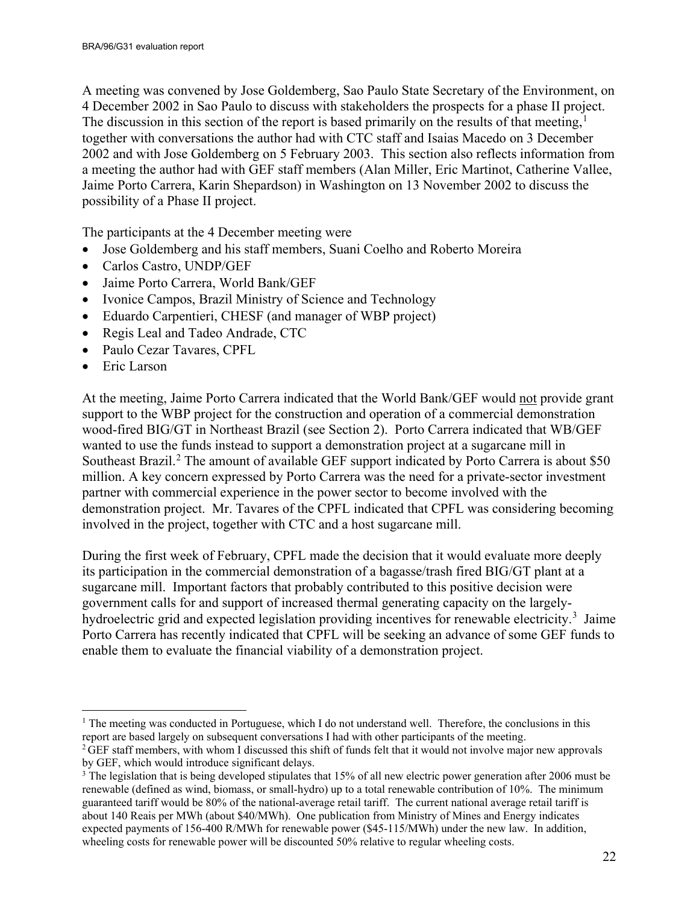A meeting was convened by Jose Goldemberg, Sao Paulo State Secretary of the Environment, on 4 December 2002 in Sao Paulo to discuss with stakeholders the prospects for a phase II project. The discussion in this section of the report is based primarily on the results of that meeting,[1] together with conversations the author had with CTC staff and Isaias Macedo on 3 December 2002 and with Jose Goldemberg on 5 February 2003. This section also reflects information from a meeting the author had with GEF staff members (Alan Miller, Eric Martinot, Catherine Vallee, Jaime Porto Carrera, Karin Shepardson) in Washington on 13 November 2002 to discuss the possibility of a Phase II project.

The participants at the 4 December meeting were

- Jose Goldemberg and his staff members, Suani Coelho and Roberto Moreira
- Carlos Castro, UNDP/GEF
- Jaime Porto Carrera, World Bank/GEF
- Ivonice Campos, Brazil Ministry of Science and Technology
- Eduardo Carpentieri, CHESF (and manager of WBP project)
- Regis Leal and Tadeo Andrade, CTC
- Paulo Cezar Tavares, CPFL
- Eric Larson

At the meeting, Jaime Porto Carrera indicated that the World Bank/GEF would not provide grant support to the WBP project for the construction and operation of a commercial demonstration wood-fired BIG/GT in Northeast Brazil (see Section 2). Porto Carrera indicated that WB/GEF wanted to use the funds instead to support a demonstration project at a sugarcane mill in Southeast Brazil.[2] The amount of available GEF support indicated by Porto Carrera is about $50 million. A key concern expressed by Porto Carrera was the need for a private-sector investment partner with commercial experience in the power sector to become involved with the demonstration project. Mr. Tavares of the CPFL indicated that CPFL was considering becoming involved in the project, together with CTC and a host sugarcane mill.

During the first week of February, CPFL made the decision that it would evaluate more deeply its participation in the commercial demonstration of a bagasse/trash fired BIG/GT plant at a sugarcane mill. Important factors that probably contributed to this positive decision were government calls for and support of increased thermal generating capacity on the largely-hydroelectric grid and expected legislation providing incentives for renewable electricity.[3] Jaime Porto Carrera has recently indicated that CPFL will be seeking an advance of some GEF funds to enable them to evaluate the financial viability of a demonstration project.

---

[1] The meeting was conducted in Portuguese, which I do not understand well. Therefore, the conclusions in this report are based largely on subsequent conversations I had with other participants of the meeting.

[2] GEF staff members, with whom I discussed this shift of funds felt that it would not involve major new approvals by GEF, which would introduce significant delays.

[3] The legislation that is being developed stipulates that 15% of all new electric power generation after 2006 must be renewable (defined as wind, biomass, or small-hydro) up to a total renewable contribution of 10%. The minimum guaranteed tariff would be 80% of the national-average retail tariff. The current national average retail tariff is about 140 Reais per MWh (about $40/MWh). One publication from Ministry of Mines and Energy indicates expected payments of 156-400 R/MWh for renewable power ($45-115/MWh) under the new law. In addition, wheeling costs for renewable power will be discounted 50% relative to regular wheeling costs.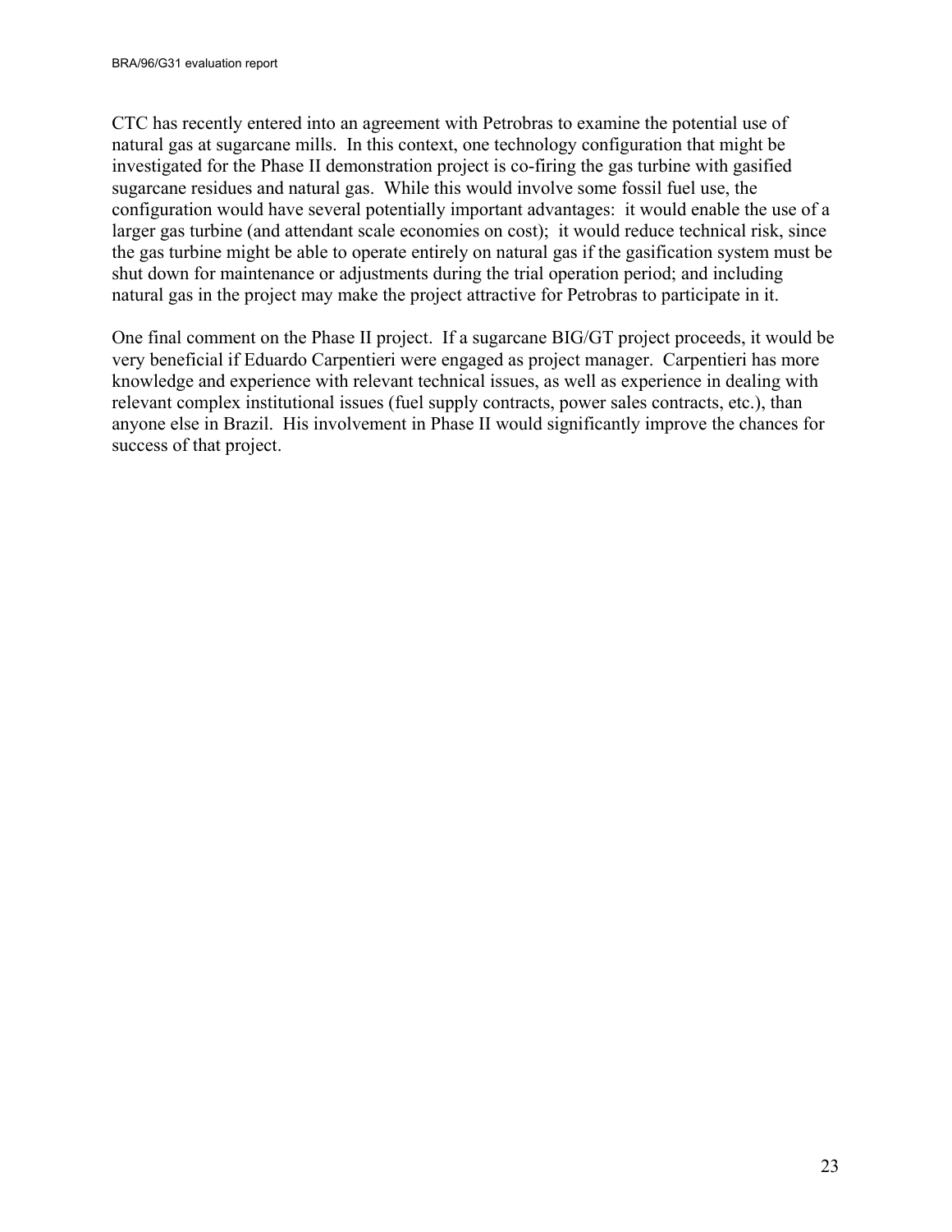CTC has recently entered into an agreement with Petrobras to examine the potential use of natural gas at sugarcane mills. In this context, one technology configuration that might be investigated for the Phase II demonstration project is co-firing the gas turbine with gasified sugarcane residues and natural gas. While this would involve some fossil fuel use, the configuration would have several potentially important advantages: it would enable the use of a larger gas turbine (and attendant scale economies on cost); it would reduce technical risk, since the gas turbine might be able to operate entirely on natural gas if the gasification system must be shut down for maintenance or adjustments during the trial operation period; and including natural gas in the project may make the project attractive for Petrobras to participate in it.

One final comment on the Phase II project. If a sugarcane BIG/GT project proceeds, it would be very beneficial if Eduardo Carpentieri were engaged as project manager. Carpentieri has more knowledge and experience with relevant technical issues, as well as experience in dealing with relevant complex institutional issues (fuel supply contracts, power sales contracts, etc.), than anyone else in Brazil. His involvement in Phase II would significantly improve the chances for success of that project.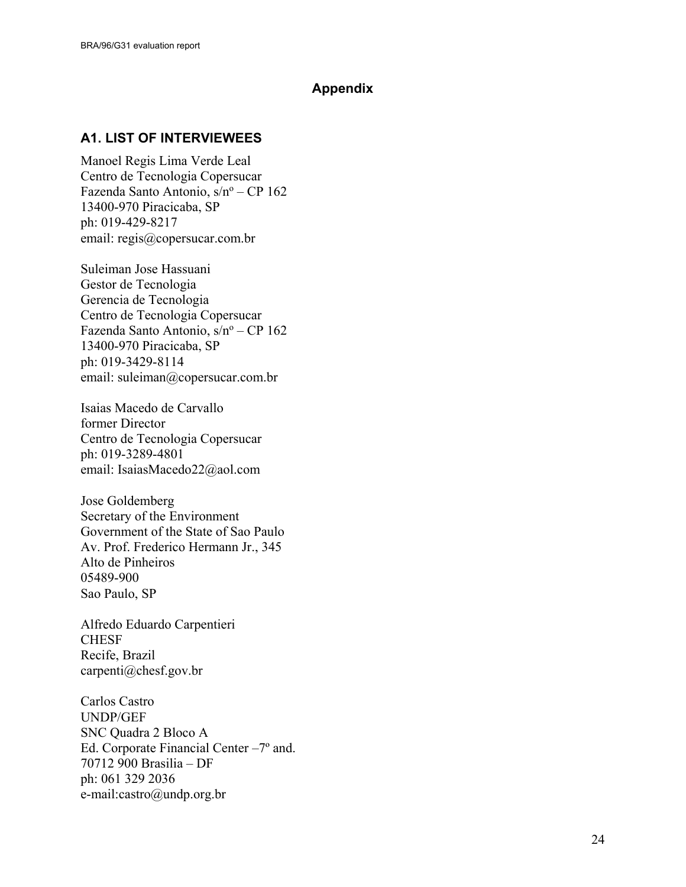# Appendix

## A1. LIST OF INTERVIEWEES

Manoel Regis Lima Verde Leal  
Centro de Tecnologia Copersucar  
Fazenda Santo Antonio, s/nº – CP 162  
13400-970 Piracicaba, SP  
ph: 019-429-8217  
email: regis@copersucar.com.br

Suleiman Jose Hassuani  
Gestor de Tecnologia  
Gerencia de Tecnologia  
Centro de Tecnologia Copersucar  
Fazenda Santo Antonio, s/nº – CP 162  
13400-970 Piracicaba, SP  
ph: 019-3429-8114  
email: suleiman@copersucar.com.br

Isaias Macedo de Carvallo  
former Director  
Centro de Tecnologia Copersucar  
ph: 019-3289-4801  
email: IsaiasMacedo22@aol.com

Jose Goldemberg  
Secretary of the Environment  
Government of the State of Sao Paulo  
Av. Prof. Frederico Hermann Jr., 345  
Alto de Pinheiros  
05489-900  
Sao Paulo, SP

Alfredo Eduardo Carpentieri  
CHESF  
Recife, Brazil  
carpenti@chesf.gov.br

Carlos Castro  
UNDP/GEF  
SNC Quadra 2 Bloco A  
Ed. Corporate Financial Center –7º and.  
70712 900 Brasilia – DF  
ph: 061 329 2036  
e-mail:castro@undp.org.br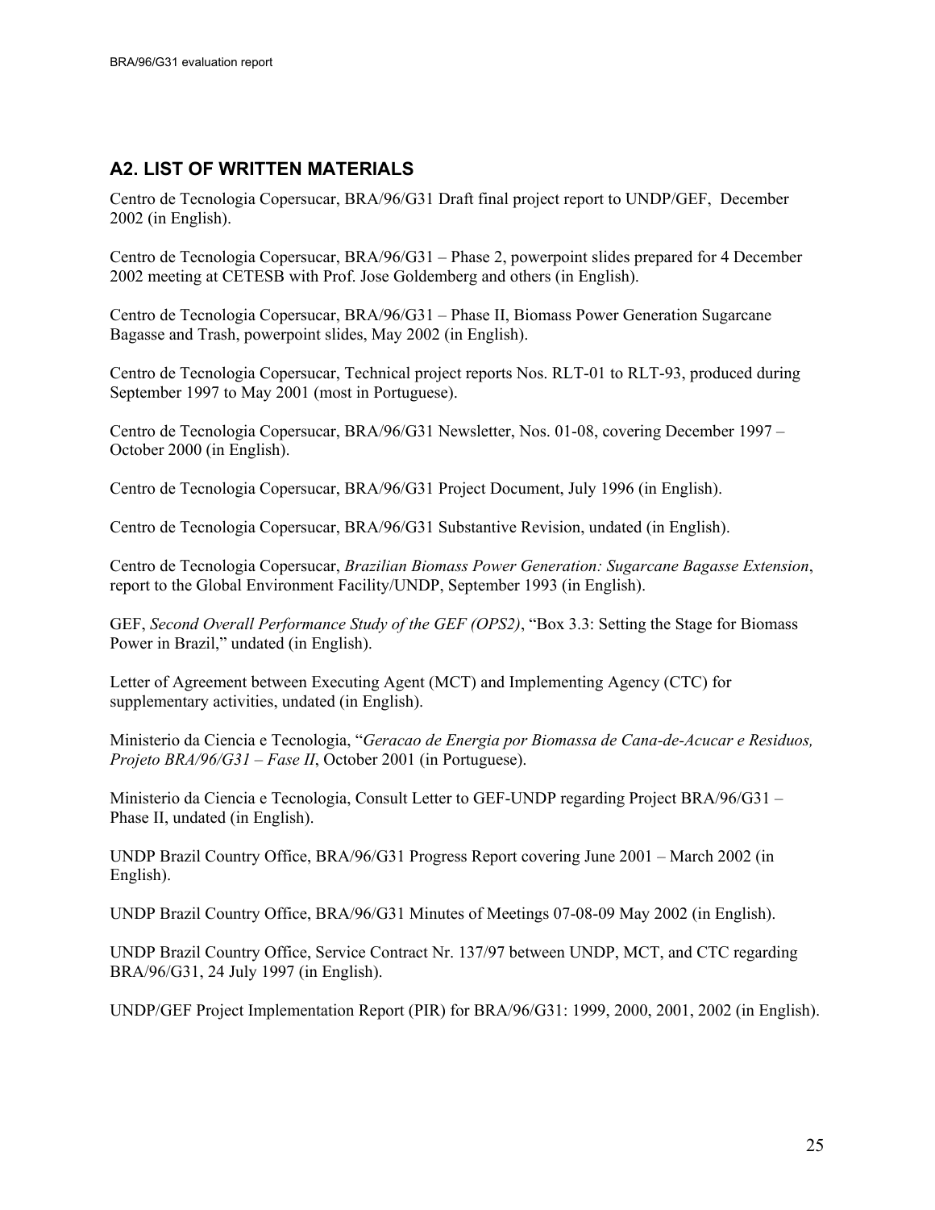## A2. LIST OF WRITTEN MATERIALS

Centro de Tecnologia Copersucar, BRA/96/G31 Draft final project report to UNDP/GEF, December 2002 (in English).

Centro de Tecnologia Copersucar, BRA/96/G31 – Phase 2, powerpoint slides prepared for 4 December 2002 meeting at CETESB with Prof. Jose Goldemberg and others (in English).

Centro de Tecnologia Copersucar, BRA/96/G31 – Phase II, Biomass Power Generation Sugarcane Bagasse and Trash, powerpoint slides, May 2002 (in English).

Centro de Tecnologia Copersucar, Technical project reports Nos. RLT-01 to RLT-93, produced during September 1997 to May 2001 (most in Portuguese).

Centro de Tecnologia Copersucar, BRA/96/G31 Newsletter, Nos. 01-08, covering December 1997 – October 2000 (in English).

Centro de Tecnologia Copersucar, BRA/96/G31 Project Document, July 1996 (in English).

Centro de Tecnologia Copersucar, BRA/96/G31 Substantive Revision, undated (in English).

Centro de Tecnologia Copersucar, *Brazilian Biomass Power Generation: Sugarcane Bagasse Extension*, report to the Global Environment Facility/UNDP, September 1993 (in English).

GEF, *Second Overall Performance Study of the GEF (OPS2)*, "Box 3.3: Setting the Stage for Biomass Power in Brazil," undated (in English).

Letter of Agreement between Executing Agent (MCT) and Implementing Agency (CTC) for supplementary activities, undated (in English).

Ministerio da Ciencia e Tecnologia, "*Geracao de Energia por Biomassa de Cana-de-Acucar e Residuos, Projeto BRA/96/G31 – Fase II*, October 2001 (in Portuguese).

Ministerio da Ciencia e Tecnologia, Consult Letter to GEF-UNDP regarding Project BRA/96/G31 – Phase II, undated (in English).

UNDP Brazil Country Office, BRA/96/G31 Progress Report covering June 2001 – March 2002 (in English).

UNDP Brazil Country Office, BRA/96/G31 Minutes of Meetings 07-08-09 May 2002 (in English).

UNDP Brazil Country Office, Service Contract Nr. 137/97 between UNDP, MCT, and CTC regarding BRA/96/G31, 24 July 1997 (in English).

UNDP/GEF Project Implementation Report (PIR) for BRA/96/G31: 1999, 2000, 2001, 2002 (in English).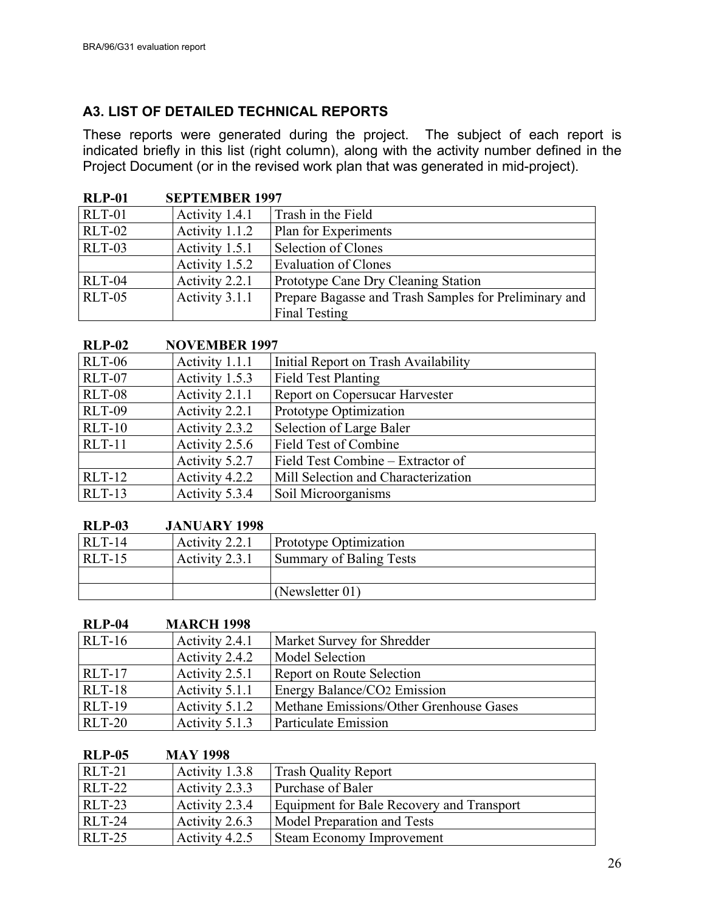## A3. LIST OF DETAILED TECHNICAL REPORTS

These reports were generated during the project. The subject of each report is indicated briefly in this list (right column), along with the activity number defined in the Project Document (or in the revised work plan that was generated in mid-project).

**RLP-01 SEPTEMBER 1997**

| | | |
|---|---|---|
| RLT-01 | Activity 1.4.1 | Trash in the Field |
| RLT-02 | Activity 1.1.2 | Plan for Experiments |
| RLT-03 | Activity 1.5.1 | Selection of Clones |
| | Activity 1.5.2 | Evaluation of Clones |
| RLT-04 | Activity 2.2.1 | Prototype Cane Dry Cleaning Station |
| RLT-05 | Activity 3.1.1 | Prepare Bagasse and Trash Samples for Preliminary and Final Testing |

**RLP-02 NOVEMBER 1997**

| | | |
|---|---|---|
| RLT-06 | Activity 1.1.1 | Initial Report on Trash Availability |
| RLT-07 | Activity 1.5.3 | Field Test Planting |
| RLT-08 | Activity 2.1.1 | Report on Copersucar Harvester |
| RLT-09 | Activity 2.2.1 | Prototype Optimization |
| RLT-10 | Activity 2.3.2 | Selection of Large Baler |
| RLT-11 | Activity 2.5.6 | Field Test of Combine |
| | Activity 5.2.7 | Field Test Combine – Extractor of |
| RLT-12 | Activity 4.2.2 | Mill Selection and Characterization |
| RLT-13 | Activity 5.3.4 | Soil Microorganisms |

**RLP-03 JANUARY 1998**

| | | |
|---|---|---|
| RLT-14 | Activity 2.2.1 | Prototype Optimization |
| RLT-15 | Activity 2.3.1 | Summary of Baling Tests |
| | | |
| | | (Newsletter 01) |

**RLP-04 MARCH 1998**

| | | |
|---|---|---|
| RLT-16 | Activity 2.4.1 | Market Survey for Shredder |
| | Activity 2.4.2 | Model Selection |
| RLT-17 | Activity 2.5.1 | Report on Route Selection |
| RLT-18 | Activity 5.1.1 | Energy Balance/$CO_2$ Emission |
| RLT-19 | Activity 5.1.2 | Methane Emissions/Other Grenhouse Gases |
| RLT-20 | Activity 5.1.3 | Particulate Emission |

**RLP-05 MAY 1998**

| | | |
|---|---|---|
| RLT-21 | Activity 1.3.8 | Trash Quality Report |
| RLT-22 | Activity 2.3.3 | Purchase of Baler |
| RLT-23 | Activity 2.3.4 | Equipment for Bale Recovery and Transport |
| RLT-24 | Activity 2.6.3 | Model Preparation and Tests |
| RLT-25 | Activity 4.2.5 | Steam Economy Improvement |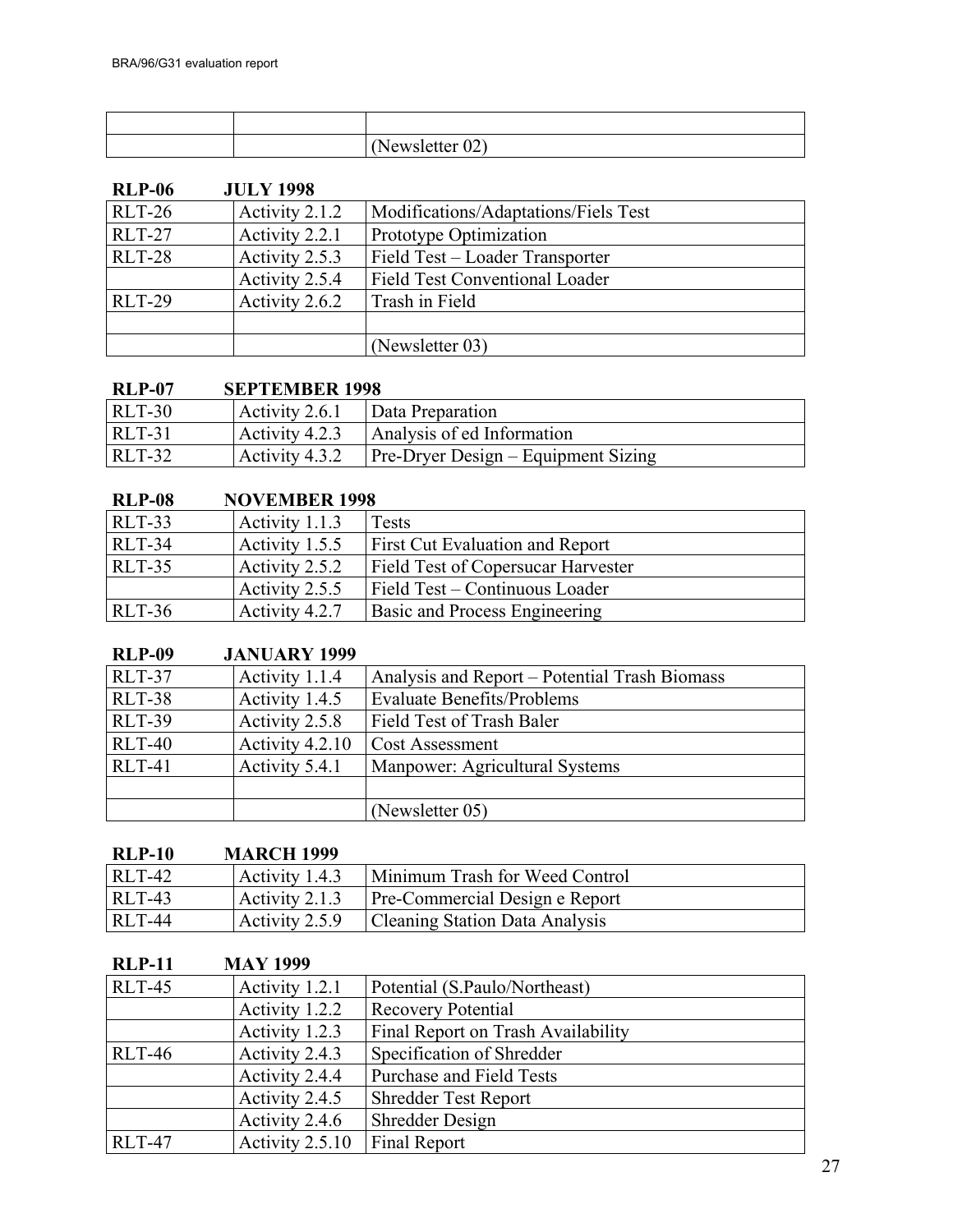| | | |
|---|---|---|
| | | |
| | | (Newsletter 02) |

**RLP-06 JULY 1998**

| | | |
|---|---|---|
| RLT-26 | Activity 2.1.2 | Modifications/Adaptations/Fiels Test |
| RLT-27 | Activity 2.2.1 | Prototype Optimization |
| RLT-28 | Activity 2.5.3 | Field Test – Loader Transporter |
| | Activity 2.5.4 | Field Test Conventional Loader |
| RLT-29 | Activity 2.6.2 | Trash in Field |
| | | |
| | | (Newsletter 03) |

**RLP-07 SEPTEMBER 1998**

| | | |
|---|---|---|
| RLT-30 | Activity 2.6.1 | Data Preparation |
| RLT-31 | Activity 4.2.3 | Analysis of ed Information |
| RLT-32 | Activity 4.3.2 | Pre-Dryer Design – Equipment Sizing |

**RLP-08 NOVEMBER 1998**

| | | |
|---|---|---|
| RLT-33 | Activity 1.1.3 | Tests |
| RLT-34 | Activity 1.5.5 | First Cut Evaluation and Report |
| RLT-35 | Activity 2.5.2 | Field Test of Copersucar Harvester |
| | Activity 2.5.5 | Field Test – Continuous Loader |
| RLT-36 | Activity 4.2.7 | Basic and Process Engineering |

**RLP-09 JANUARY 1999**

| | | |
|---|---|---|
| RLT-37 | Activity 1.1.4 | Analysis and Report – Potential Trash Biomass |
| RLT-38 | Activity 1.4.5 | Evaluate Benefits/Problems |
| RLT-39 | Activity 2.5.8 | Field Test of Trash Baler |
| RLT-40 | Activity 4.2.10 | Cost Assessment |
| RLT-41 | Activity 5.4.1 | Manpower: Agricultural Systems |
| | | |
| | | (Newsletter 05) |

**RLP-10 MARCH 1999**

| | | |
|---|---|---|
| RLT-42 | Activity 1.4.3 | Minimum Trash for Weed Control |
| RLT-43 | Activity 2.1.3 | Pre-Commercial Design e Report |
| RLT-44 | Activity 2.5.9 | Cleaning Station Data Analysis |

**RLP-11 MAY 1999**

| | | |
|---|---|---|
| RLT-45 | Activity 1.2.1 | Potential (S.Paulo/Northeast) |
| | Activity 1.2.2 | Recovery Potential |
| | Activity 1.2.3 | Final Report on Trash Availability |
| RLT-46 | Activity 2.4.3 | Specification of Shredder |
| | Activity 2.4.4 | Purchase and Field Tests |
| | Activity 2.4.5 | Shredder Test Report |
| | Activity 2.4.6 | Shredder Design |
| RLT-47 | Activity 2.5.10 | Final Report |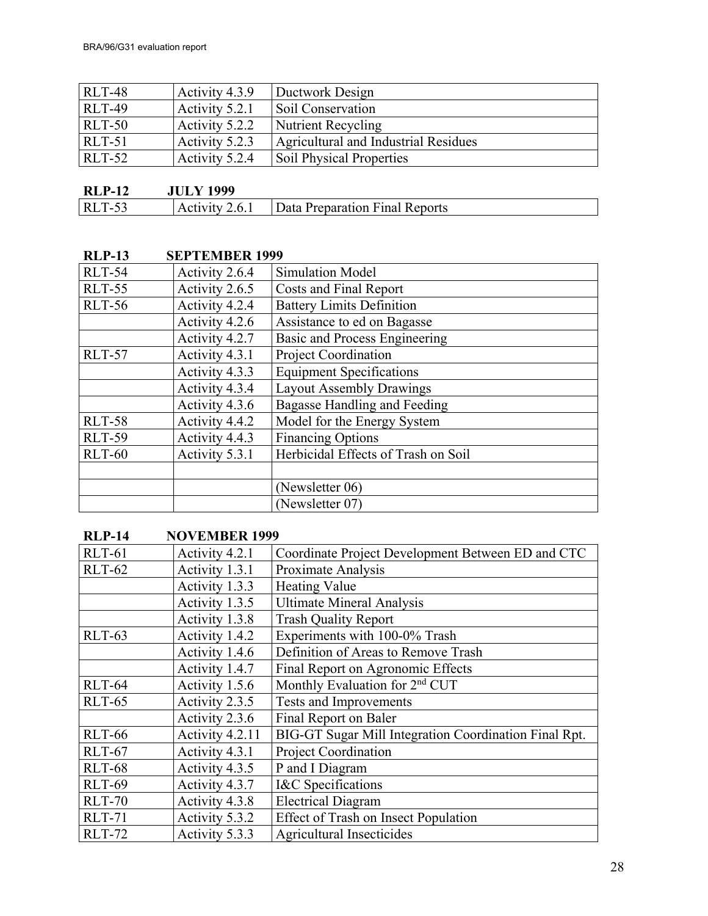| | | |
|---|---|---|
| RLT-48 | Activity 4.3.9 | Ductwork Design |
| RLT-49 | Activity 5.2.1 | Soil Conservation |
| RLT-50 | Activity 5.2.2 | Nutrient Recycling |
| RLT-51 | Activity 5.2.3 | Agricultural and Industrial Residues |
| RLT-52 | Activity 5.2.4 | Soil Physical Properties |

**RLP-12 JULY 1999**

| | | |
|---|---|---|
| RLT-53 | Activity 2.6.1 | Data Preparation Final Reports |

**RLP-13 SEPTEMBER 1999**

| | | |
|---|---|---|
| RLT-54 | Activity 2.6.4 | Simulation Model |
| RLT-55 | Activity 2.6.5 | Costs and Final Report |
| RLT-56 | Activity 4.2.4 | Battery Limits Definition |
| | Activity 4.2.6 | Assistance to ed on Bagasse |
| | Activity 4.2.7 | Basic and Process Engineering |
| RLT-57 | Activity 4.3.1 | Project Coordination |
| | Activity 4.3.3 | Equipment Specifications |
| | Activity 4.3.4 | Layout Assembly Drawings |
| | Activity 4.3.6 | Bagasse Handling and Feeding |
| RLT-58 | Activity 4.4.2 | Model for the Energy System |
| RLT-59 | Activity 4.4.3 | Financing Options |
| RLT-60 | Activity 5.3.1 | Herbicidal Effects of Trash on Soil |
| | | |
| | | (Newsletter 06) |
| | | (Newsletter 07) |

**RLP-14 NOVEMBER 1999**

| | | |
|---|---|---|
| RLT-61 | Activity 4.2.1 | Coordinate Project Development Between ED and CTC |
| RLT-62 | Activity 1.3.1 | Proximate Analysis |
| | Activity 1.3.3 | Heating Value |
| | Activity 1.3.5 | Ultimate Mineral Analysis |
| | Activity 1.3.8 | Trash Quality Report |
| RLT-63 | Activity 1.4.2 | Experiments with 100-0% Trash |
| | Activity 1.4.6 | Definition of Areas to Remove Trash |
| | Activity 1.4.7 | Final Report on Agronomic Effects |
| RLT-64 | Activity 1.5.6 | Monthly Evaluation for 2nd CUT |
| RLT-65 | Activity 2.3.5 | Tests and Improvements |
| | Activity 2.3.6 | Final Report on Baler |
| RLT-66 | Activity 4.2.11 | BIG-GT Sugar Mill Integration Coordination Final Rpt. |
| RLT-67 | Activity 4.3.1 | Project Coordination |
| RLT-68 | Activity 4.3.5 | P and I Diagram |
| RLT-69 | Activity 4.3.7 | I&C Specifications |
| RLT-70 | Activity 4.3.8 | Electrical Diagram |
| RLT-71 | Activity 5.3.2 | Effect of Trash on Insect Population |
| RLT-72 | Activity 5.3.3 | Agricultural Insecticides |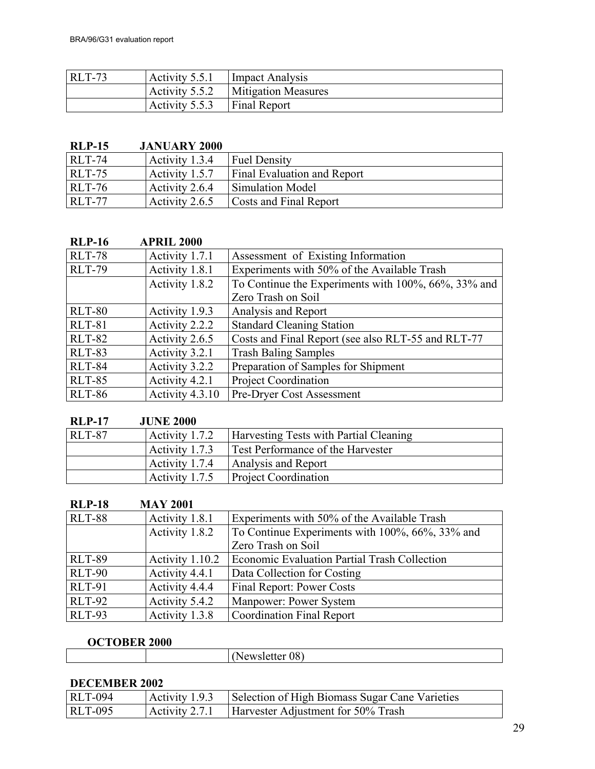| RLT-73 | Activity 5.5.1 | Impact Analysis |
|---|---|---|
| | Activity 5.5.2 | Mitigation Measures |
| | Activity 5.5.3 | Final Report |

**RLP-15 JANUARY 2000**

| RLT-74 | Activity 1.3.4 | Fuel Density |
|---|---|---|
| RLT-75 | Activity 1.5.7 | Final Evaluation and Report |
| RLT-76 | Activity 2.6.4 | Simulation Model |
| RLT-77 | Activity 2.6.5 | Costs and Final Report |

**RLP-16 APRIL 2000**

| RLT-78 | Activity 1.7.1 | Assessment of Existing Information |
|---|---|---|
| RLT-79 | Activity 1.8.1 | Experiments with 50% of the Available Trash |
| | Activity 1.8.2 | To Continue the Experiments with 100%, 66%, 33% and Zero Trash on Soil |
| RLT-80 | Activity 1.9.3 | Analysis and Report |
| RLT-81 | Activity 2.2.2 | Standard Cleaning Station |
| RLT-82 | Activity 2.6.5 | Costs and Final Report (see also RLT-55 and RLT-77 |
| RLT-83 | Activity 3.2.1 | Trash Baling Samples |
| RLT-84 | Activity 3.2.2 | Preparation of Samples for Shipment |
| RLT-85 | Activity 4.2.1 | Project Coordination |
| RLT-86 | Activity 4.3.10 | Pre-Dryer Cost Assessment |

**RLP-17 JUNE 2000**

| RLT-87 | Activity 1.7.2 | Harvesting Tests with Partial Cleaning |
|---|---|---|
| | Activity 1.7.3 | Test Performance of the Harvester |
| | Activity 1.7.4 | Analysis and Report |
| | Activity 1.7.5 | Project Coordination |

**RLP-18 MAY 2001**

| RLT-88 | Activity 1.8.1 | Experiments with 50% of the Available Trash |
|---|---|---|
| | Activity 1.8.2 | To Continue Experiments with 100%, 66%, 33% and Zero Trash on Soil |
| RLT-89 | Activity 1.10.2 | Economic Evaluation Partial Trash Collection |
| RLT-90 | Activity 4.4.1 | Data Collection for Costing |
| RLT-91 | Activity 4.4.4 | Final Report: Power Costs |
| RLT-92 | Activity 5.4.2 | Manpower: Power System |
| RLT-93 | Activity 1.3.8 | Coordination Final Report |

**OCTOBER 2000**

| | | (Newsletter 08) |
|---|---|---|

**DECEMBER 2002**

| RLT-094 | Activity 1.9.3 | Selection of High Biomass Sugar Cane Varieties |
|---|---|---|
| RLT-095 | Activity 2.7.1 | Harvester Adjustment for 50% Trash |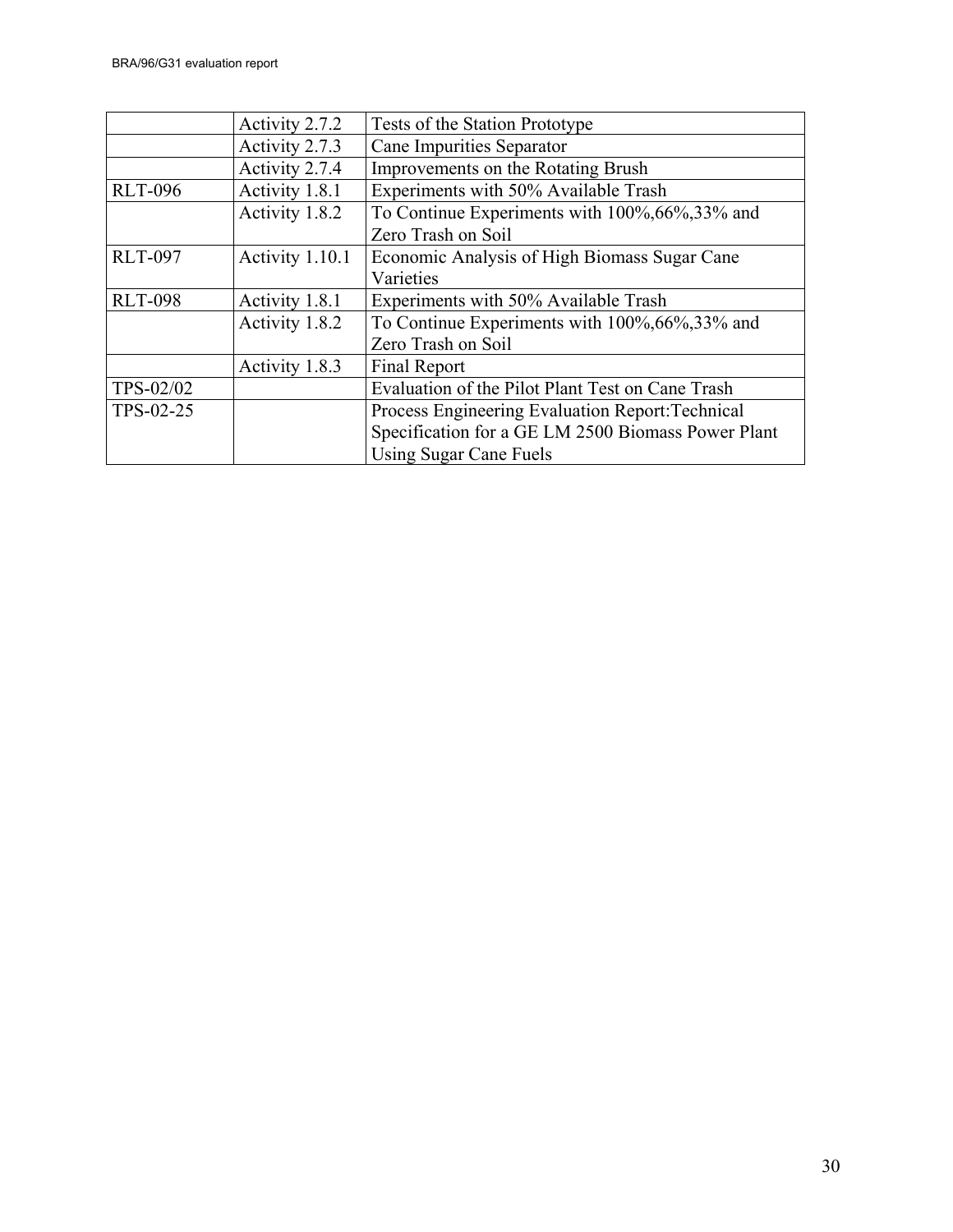| | | |
|---|---|---|
| | Activity 2.7.2 | Tests of the Station Prototype |
| | Activity 2.7.3 | Cane Impurities Separator |
| | Activity 2.7.4 | Improvements on the Rotating Brush |
| RLT-096 | Activity 1.8.1 | Experiments with 50% Available Trash |
| | Activity 1.8.2 | To Continue Experiments with 100%,66%,33% and Zero Trash on Soil |
| RLT-097 | Activity 1.10.1 | Economic Analysis of High Biomass Sugar Cane Varieties |
| RLT-098 | Activity 1.8.1 | Experiments with 50% Available Trash |
| | Activity 1.8.2 | To Continue Experiments with 100%,66%,33% and Zero Trash on Soil |
| | Activity 1.8.3 | Final Report |
| TPS-02/02 | | Evaluation of the Pilot Plant Test on Cane Trash |
| TPS-02-25 | | Process Engineering Evaluation Report:Technical Specification for a GE LM 2500 Biomass Power Plant Using Sugar Cane Fuels |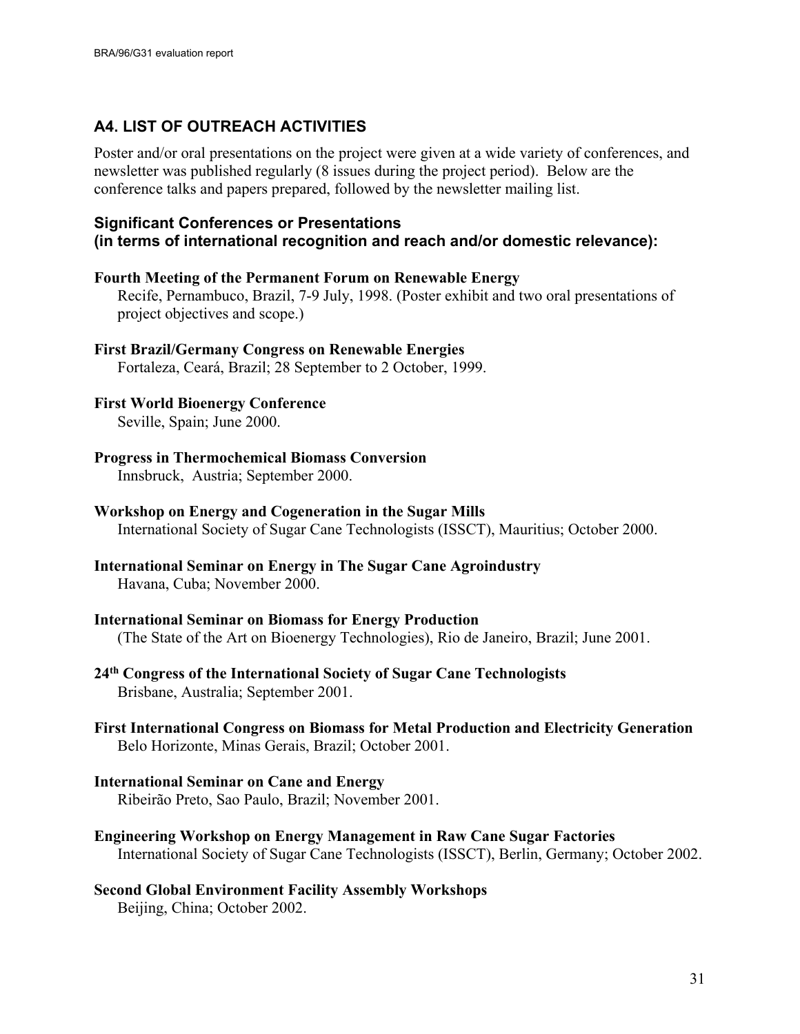## A4. LIST OF OUTREACH ACTIVITIES

Poster and/or oral presentations on the project were given at a wide variety of conferences, and newsletter was published regularly (8 issues during the project period). Below are the conference talks and papers prepared, followed by the newsletter mailing list.

### Significant Conferences or Presentations (in terms of international recognition and reach and/or domestic relevance):

**Fourth Meeting of the Permanent Forum on Renewable Energy**
Recife, Pernambuco, Brazil, 7-9 July, 1998. (Poster exhibit and two oral presentations of project objectives and scope.)

**First Brazil/Germany Congress on Renewable Energies**
Fortaleza, Ceará, Brazil; 28 September to 2 October, 1999.

**First World Bioenergy Conference**
Seville, Spain; June 2000.

**Progress in Thermochemical Biomass Conversion**
Innsbruck, Austria; September 2000.

**Workshop on Energy and Cogeneration in the Sugar Mills**
International Society of Sugar Cane Technologists (ISSCT), Mauritius; October 2000.

**International Seminar on Energy in The Sugar Cane Agroindustry**
Havana, Cuba; November 2000.

**International Seminar on Biomass for Energy Production**
(The State of the Art on Bioenergy Technologies), Rio de Janeiro, Brazil; June 2001.

**24th Congress of the International Society of Sugar Cane Technologists**
Brisbane, Australia; September 2001.

**First International Congress on Biomass for Metal Production and Electricity Generation**
Belo Horizonte, Minas Gerais, Brazil; October 2001.

**International Seminar on Cane and Energy**
Ribeirão Preto, Sao Paulo, Brazil; November 2001.

**Engineering Workshop on Energy Management in Raw Cane Sugar Factories**
International Society of Sugar Cane Technologists (ISSCT), Berlin, Germany; October 2002.

**Second Global Environment Facility Assembly Workshops**
Beijing, China; October 2002.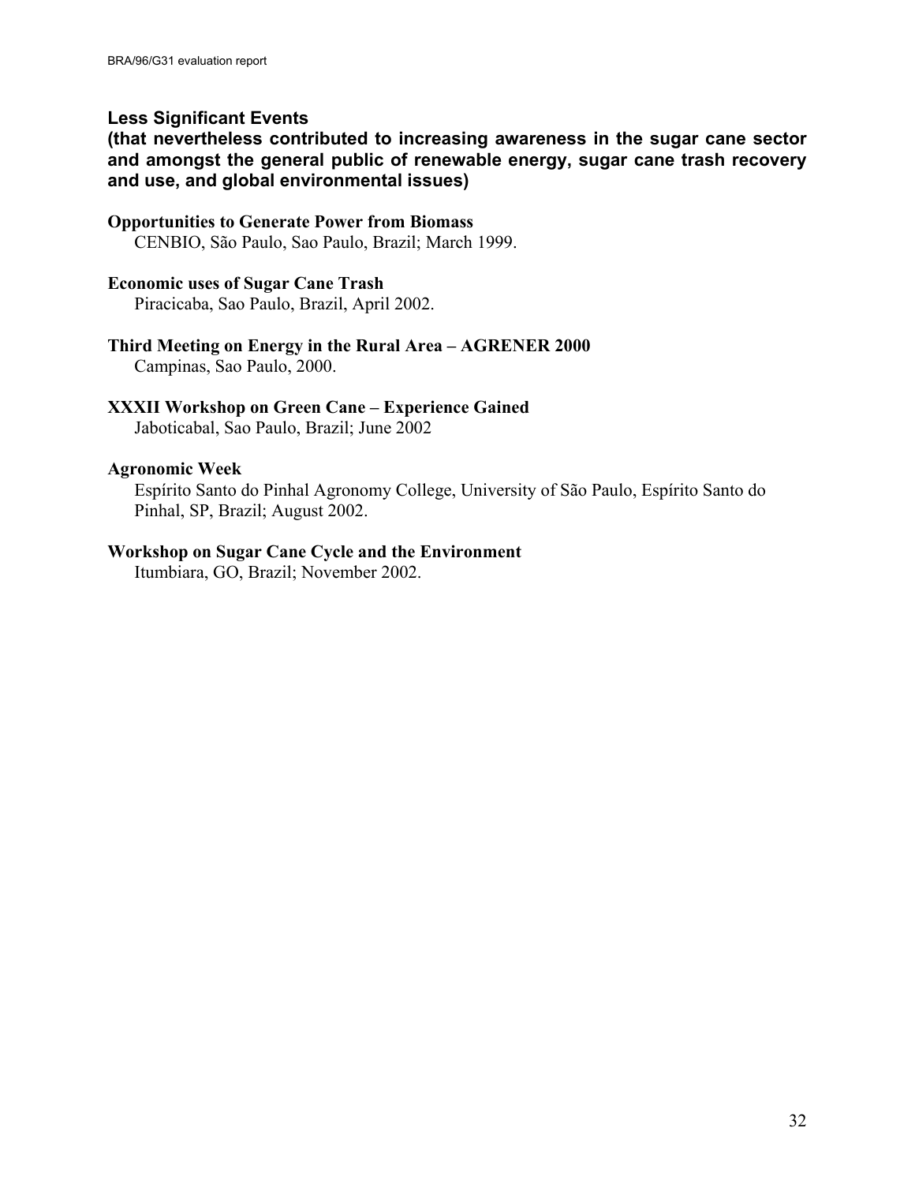### Less Significant Events

**(that nevertheless contributed to increasing awareness in the sugar cane sector and amongst the general public of renewable energy, sugar cane trash recovery and use, and global environmental issues)**

**Opportunities to Generate Power from Biomass**
CENBIO, São Paulo, Sao Paulo, Brazil; March 1999.

**Economic uses of Sugar Cane Trash**
Piracicaba, Sao Paulo, Brazil, April 2002.

**Third Meeting on Energy in the Rural Area – AGRENER 2000**
Campinas, Sao Paulo, 2000.

**XXXII Workshop on Green Cane – Experience Gained**
Jaboticabal, Sao Paulo, Brazil; June 2002

**Agronomic Week**
Espírito Santo do Pinhal Agronomy College, University of São Paulo, Espírito Santo do Pinhal, SP, Brazil; August 2002.

**Workshop on Sugar Cane Cycle and the Environment**
Itumbiara, GO, Brazil; November 2002.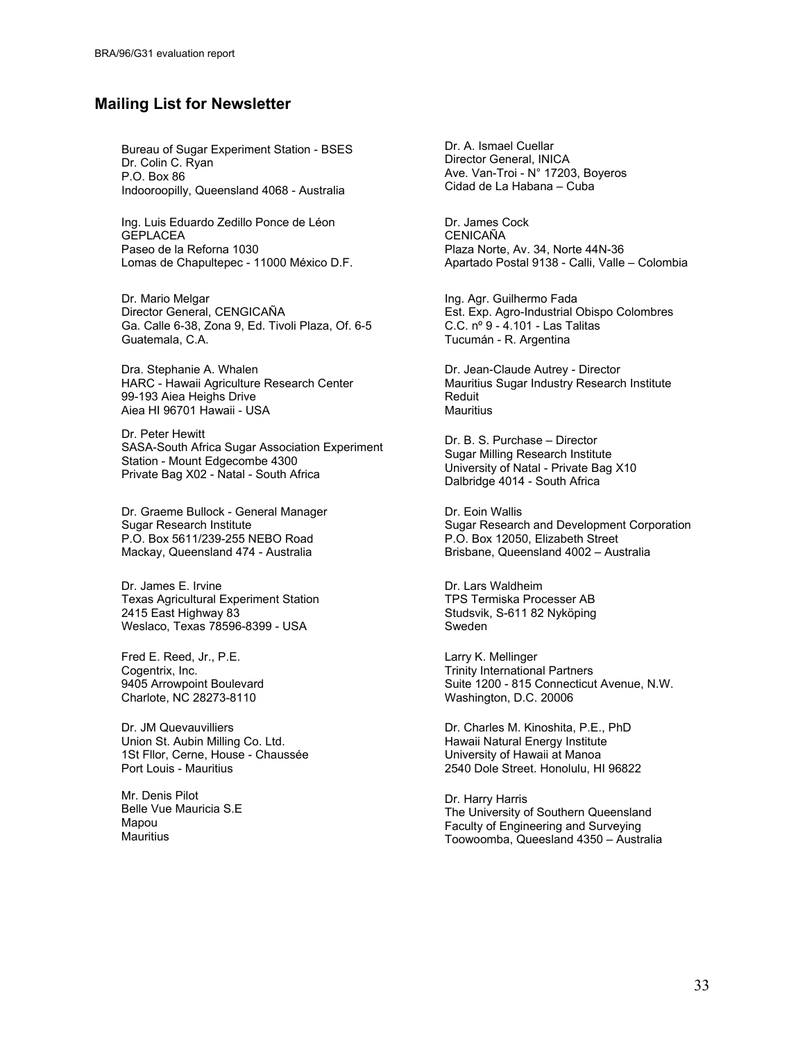## Mailing List for Newsletter

Bureau of Sugar Experiment Station - BSES
Dr. Colin C. Ryan
P.O. Box 86
Indooroopilly, Queensland 4068 - Australia

Ing. Luis Eduardo Zedillo Ponce de Léon
GEPLACEA
Paseo de la Reforna 1030
Lomas de Chapultepec - 11000 México D.F.

Dr. Mario Melgar
Director General, CENGICAÑA
Ga. Calle 6-38, Zona 9, Ed. Tivoli Plaza, Of. 6-5
Guatemala, C.A.

Dra. Stephanie A. Whalen
HARC - Hawaii Agriculture Research Center
99-193 Aiea Heighs Drive
Aiea HI 96701 Hawaii - USA

Dr. Peter Hewitt
SASA-South Africa Sugar Association Experiment Station - Mount Edgecombe 4300
Private Bag X02 - Natal - South Africa

Dr. Graeme Bullock - General Manager
Sugar Research Institute
P.O. Box 5611/239-255 NEBO Road
Mackay, Queensland 474 - Australia

Dr. James E. Irvine
Texas Agricultural Experiment Station
2415 East Highway 83
Weslaco, Texas 78596-8399 - USA

Fred E. Reed, Jr., P.E.
Cogentrix, Inc.
9405 Arrowpoint Boulevard
Charlote, NC 28273-8110

Dr. JM Quevauvilliers
Union St. Aubin Milling Co. Ltd.
1St Fllor, Cerne, House - Chaussée
Port Louis - Mauritius

Mr. Denis Pilot
Belle Vue Mauricia S.E
Mapou
Mauritius

Dr. A. Ismael Cuellar
Director General, INICA
Ave. Van-Troi - N° 17203, Boyeros
Cidad de La Habana – Cuba

Dr. James Cock
CENICAÑA
Plaza Norte, Av. 34, Norte 44N-36
Apartado Postal 9138 - Calli, Valle – Colombia

Ing. Agr. Guilhermo Fada
Est. Exp. Agro-Industrial Obispo Colombres
C.C. nº 9 - 4.101 - Las Talitas
Tucumán - R. Argentina

Dr. Jean-Claude Autrey - Director
Mauritius Sugar Industry Research Institute
Reduit
Mauritius

Dr. B. S. Purchase – Director
Sugar Milling Research Institute
University of Natal - Private Bag X10
Dalbridge 4014 - South Africa

Dr. Eoin Wallis
Sugar Research and Development Corporation
P.O. Box 12050, Elizabeth Street
Brisbane, Queensland 4002 – Australia

Dr. Lars Waldheim
TPS Termiska Processer AB
Studsvik, S-611 82 Nyköping
Sweden

Larry K. Mellinger
Trinity International Partners
Suite 1200 - 815 Connecticut Avenue, N.W.
Washington, D.C. 20006

Dr. Charles M. Kinoshita, P.E., PhD
Hawaii Natural Energy Institute
University of Hawaii at Manoa
2540 Dole Street. Honolulu, HI 96822

Dr. Harry Harris
The University of Southern Queensland
Faculty of Engineering and Surveying
Toowoomba, Queesland 4350 – Australia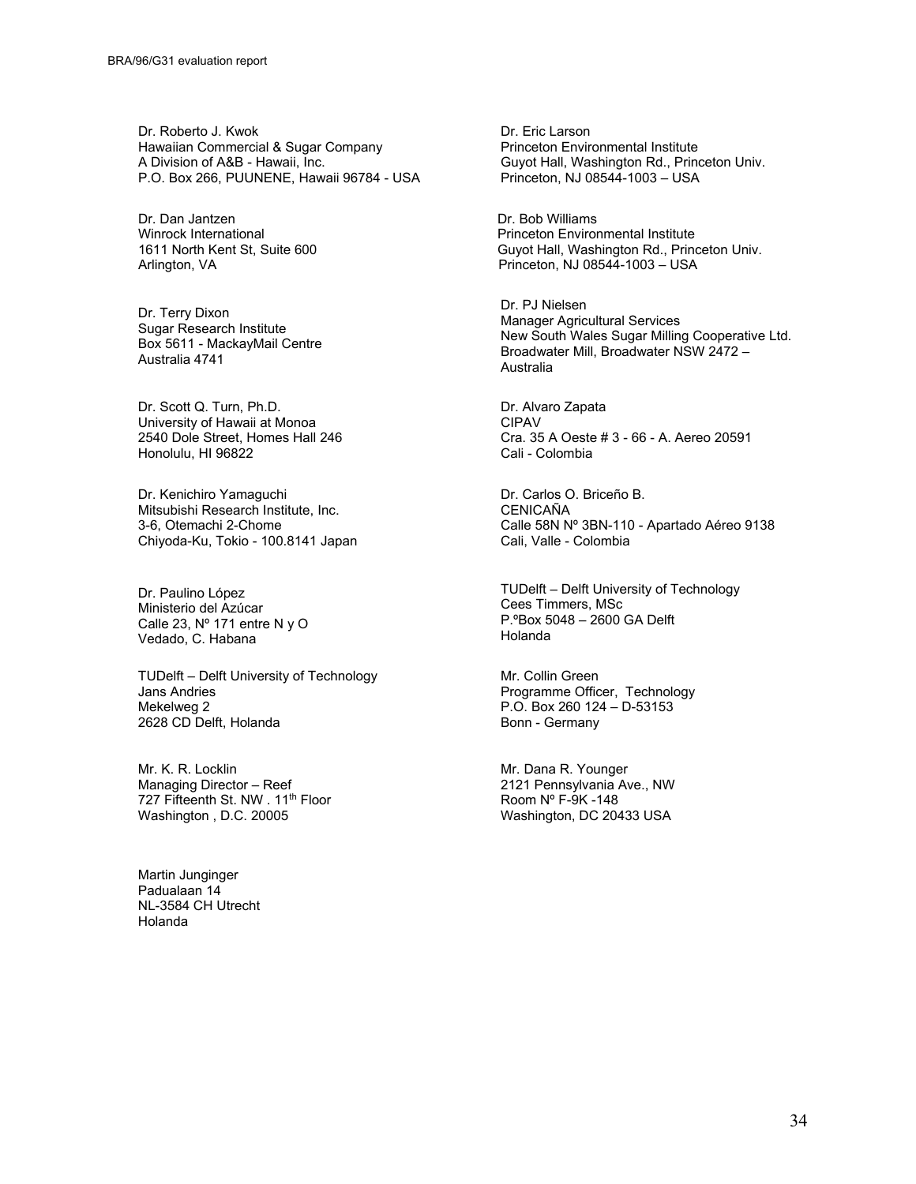Dr. Roberto J. Kwok
Hawaiian Commercial & Sugar Company
A Division of A&B - Hawaii, Inc.
P.O. Box 266, PUUNENE, Hawaii 96784 - USA

Dr. Eric Larson
Princeton Environmental Institute
Guyot Hall, Washington Rd., Princeton Univ.
Princeton, NJ 08544-1003 – USA

Dr. Dan Jantzen
Winrock International
1611 North Kent St, Suite 600
Arlington, VA

Dr. Bob Williams
Princeton Environmental Institute
Guyot Hall, Washington Rd., Princeton Univ.
Princeton, NJ 08544-1003 – USA

Dr. Terry Dixon
Sugar Research Institute
Box 5611 - MackayMail Centre
Australia 4741

Dr. PJ Nielsen
Manager Agricultural Services
New South Wales Sugar Milling Cooperative Ltd.
Broadwater Mill, Broadwater NSW 2472 – Australia

Dr. Scott Q. Turn, Ph.D.
University of Hawaii at Monoa
2540 Dole Street, Homes Hall 246
Honolulu, HI 96822

Dr. Alvaro Zapata
CIPAV
Cra. 35 A Oeste # 3 - 66 - A. Aereo 20591
Cali - Colombia

Dr. Kenichiro Yamaguchi
Mitsubishi Research Institute, Inc.
3-6, Otemachi 2-Chome
Chiyoda-Ku, Tokio - 100.8141 Japan

Dr. Carlos O. Briceño B.
CENICAÑA
Calle 58N Nº 3BN-110 - Apartado Aéreo 9138
Cali, Valle - Colombia

Dr. Paulino López
Ministerio del Azúcar
Calle 23, Nº 171 entre N y O
Vedado, C. Habana

TUDelft – Delft University of Technology
Cees Timmers, MSc
P.ºBox 5048 – 2600 GA Delft
Holanda

TUDelft – Delft University of Technology
Jans Andries
Mekelweg 2
2628 CD Delft, Holanda

Mr. Collin Green
Programme Officer, Technology
P.O. Box 260 124 – D-53153
Bonn - Germany

Mr. K. R. Locklin
Managing Director – Reef
727 Fifteenth St. NW . 11th Floor
Washington , D.C. 20005

Mr. Dana R. Younger
2121 Pennsylvania Ave., NW
Room Nº F-9K -148
Washington, DC 20433 USA

Martin Junginger
Padualaan 14
NL-3584 CH Utrecht
Holanda